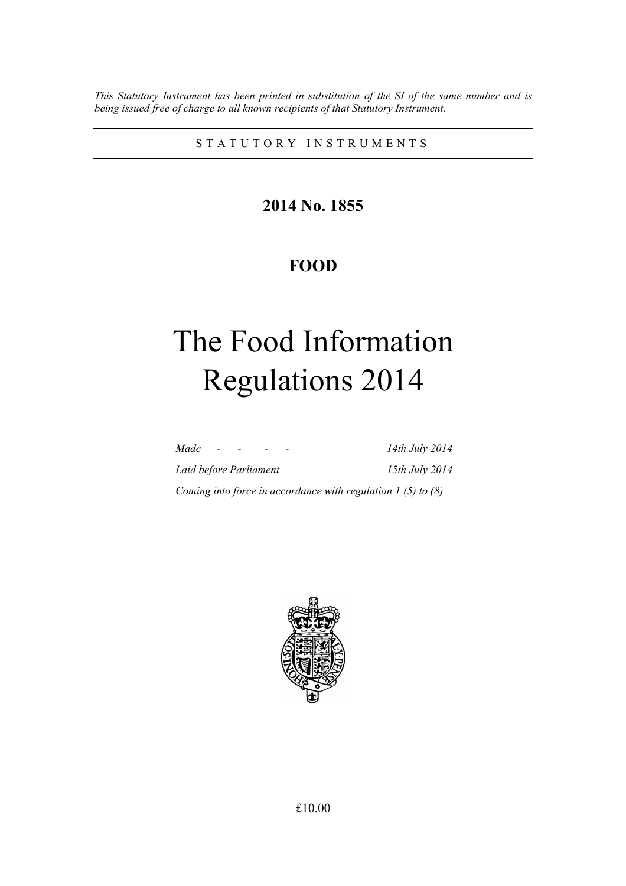*This Statutory Instrument has been printed in substitution of the SI of the same number and is being issued free of charge to all known recipients of that Statutory Instrument.*

---

STATUTORY INSTRUMENTS

---

**2014 No. 1855**

**FOOD**

# The Food Information Regulations 2014

| | |
|---|---|
| *Made - - - -* | *14th July 2014* |
| *Laid before Parliament* | *15th July 2014* |

*Coming into force in accordance with regulation 1 (5) to (8)*

£10.00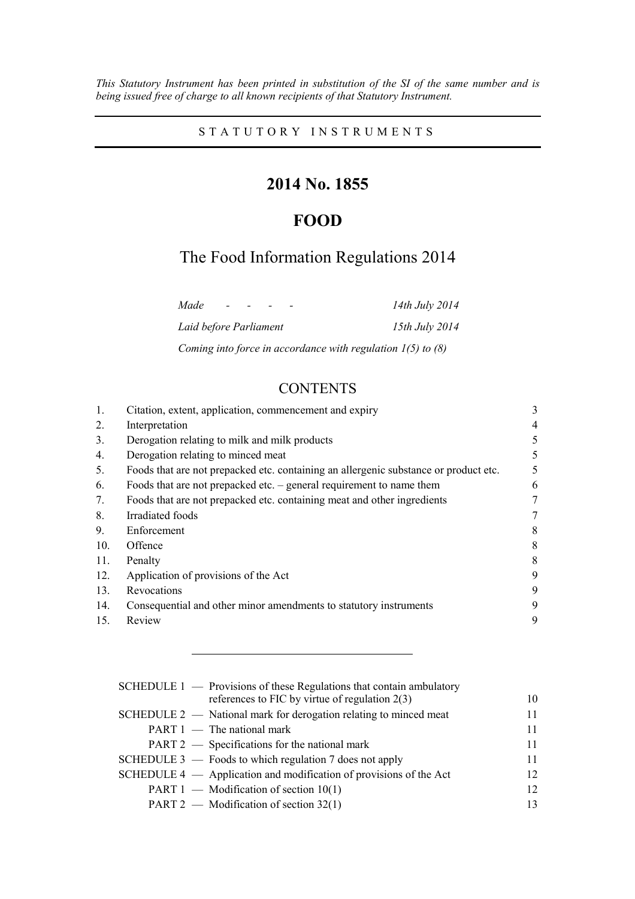*This Statutory Instrument has been printed in substitution of the SI of the same number and is being issued free of charge to all known recipients of that Statutory Instrument.*

STATUTORY INSTRUMENTS

# 2014 No. 1855

# FOOD

## The Food Information Regulations 2014

| | |
|---|---|
| *Made - - - -* | *14th July 2014* |
| *Laid before Parliament* | *15th July 2014* |

*Coming into force in accordance with regulation 1(5) to (8)*

## CONTENTS

| | | |
|---|---|---|
| 1. | Citation, extent, application, commencement and expiry | 3 |
| 2. | Interpretation | 4 |
| 3. | Derogation relating to milk and milk products | 5 |
| 4. | Derogation relating to minced meat | 5 |
| 5. | Foods that are not prepacked etc. containing an allergenic substance or product etc. | 5 |
| 6. | Foods that are not prepacked etc. – general requirement to name them | 6 |
| 7. | Foods that are not prepacked etc. containing meat and other ingredients | 7 |
| 8. | Irradiated foods | 7 |
| 9. | Enforcement | 8 |
| 10. | Offence | 8 |
| 11. | Penalty | 8 |
| 12. | Application of provisions of the Act | 9 |
| 13. | Revocations | 9 |
| 14. | Consequential and other minor amendments to statutory instruments | 9 |
| 15. | Review | 9 |

---

| | | |
|---|---|---|
| SCHEDULE 1 — | Provisions of these Regulations that contain ambulatory references to FIC by virtue of regulation 2(3) | 10 |
| SCHEDULE 2 — | National mark for derogation relating to minced meat | 11 |
| PART 1 — | The national mark | 11 |
| PART 2 — | Specifications for the national mark | 11 |
| SCHEDULE 3 — | Foods to which regulation 7 does not apply | 11 |
| SCHEDULE 4 — | Application and modification of provisions of the Act | 12 |
| PART 1 — | Modification of section 10(1) | 12 |
| PART 2 — | Modification of section 32(1) | 13 |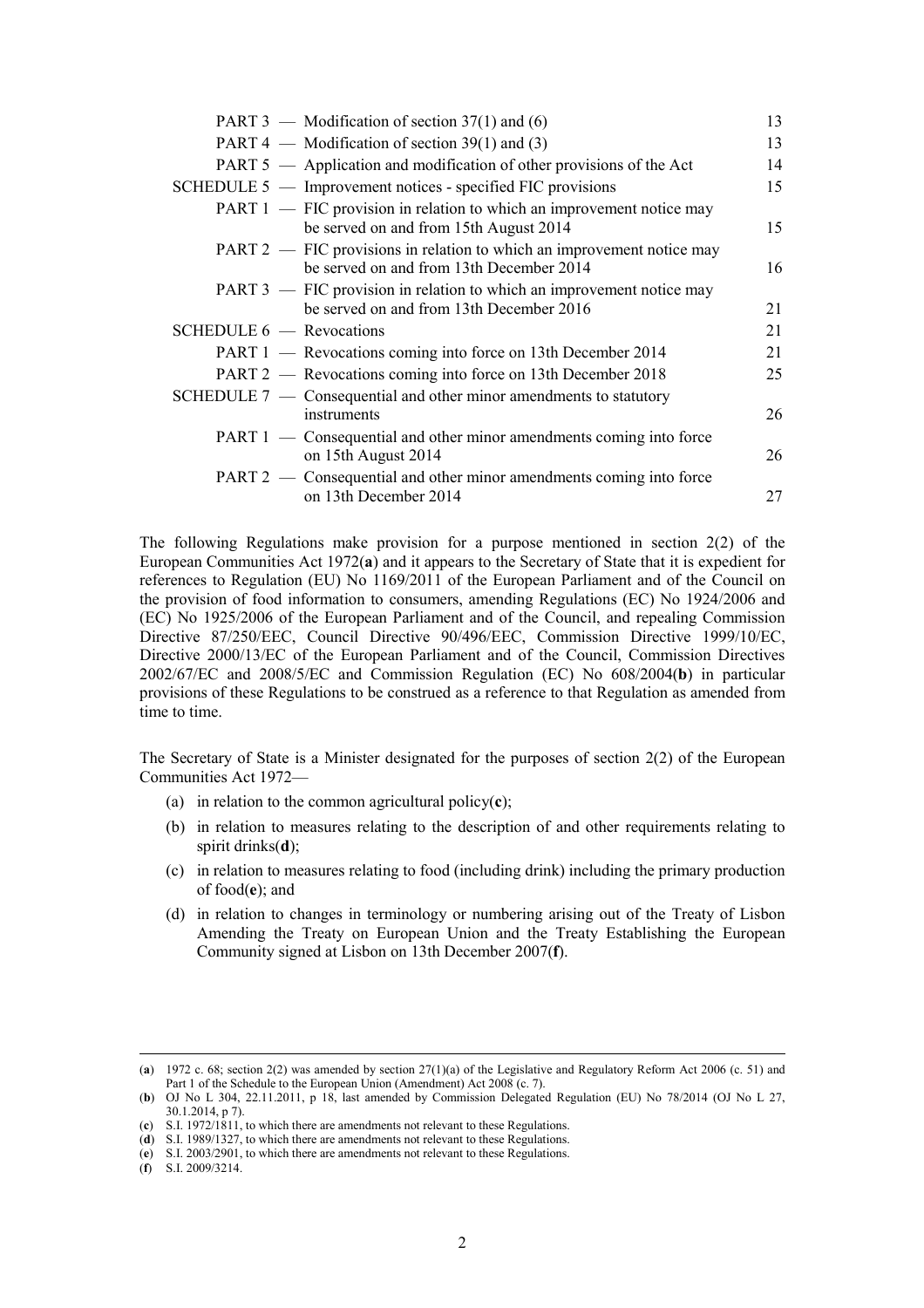| | | |
|---|---|---|
| PART 3 — Modification of section 37(1) and (6) | | 13 |
| PART 4 — Modification of section 39(1) and (3) | | 13 |
| PART 5 — Application and modification of other provisions of the Act | | 14 |
| SCHEDULE 5 — Improvement notices - specified FIC provisions | | 15 |
| PART 1 — FIC provision in relation to which an improvement notice may be served on and from 15th August 2014 | | 15 |
| PART 2 — FIC provisions in relation to which an improvement notice may be served on and from 13th December 2014 | | 16 |
| PART 3 — FIC provision in relation to which an improvement notice may be served on and from 13th December 2016 | | 21 |
| SCHEDULE 6 — Revocations | | 21 |
| PART 1 — Revocations coming into force on 13th December 2014 | | 21 |
| PART 2 — Revocations coming into force on 13th December 2018 | | 25 |
| SCHEDULE 7 — Consequential and other minor amendments to statutory instruments | | 26 |
| PART 1 — Consequential and other minor amendments coming into force on 15th August 2014 | | 26 |
| PART 2 — Consequential and other minor amendments coming into force on 13th December 2014 | | 27 |

The following Regulations make provision for a purpose mentioned in section 2(2) of the European Communities Act 1972(**a**) and it appears to the Secretary of State that it is expedient for references to Regulation (EU) No 1169/2011 of the European Parliament and of the Council on the provision of food information to consumers, amending Regulations (EC) No 1924/2006 and (EC) No 1925/2006 of the European Parliament and of the Council, and repealing Commission Directive 87/250/EEC, Council Directive 90/496/EEC, Commission Directive 1999/10/EC, Directive 2000/13/EC of the European Parliament and of the Council, Commission Directives 2002/67/EC and 2008/5/EC and Commission Regulation (EC) No 608/2004(**b**) in particular provisions of these Regulations to be construed as a reference to that Regulation as amended from time to time.

The Secretary of State is a Minister designated for the purposes of section 2(2) of the European Communities Act 1972—

(a) in relation to the common agricultural policy(**c**);

(b) in relation to measures relating to the description of and other requirements relating to spirit drinks(**d**);

(c) in relation to measures relating to food (including drink) including the primary production of food(**e**); and

(d) in relation to changes in terminology or numbering arising out of the Treaty of Lisbon Amending the Treaty on European Union and the Treaty Establishing the European Community signed at Lisbon on 13th December 2007(**f**).

---

(**a**) 1972 c. 68; section 2(2) was amended by section 27(1)(a) of the Legislative and Regulatory Reform Act 2006 (c. 51) and Part 1 of the Schedule to the European Union (Amendment) Act 2008 (c. 7).

(**b**) OJ No L 304, 22.11.2011, p 18, last amended by Commission Delegated Regulation (EU) No 78/2014 (OJ No L 27, 30.1.2014, p 7).

(**c**) S.I. 1972/1811, to which there are amendments not relevant to these Regulations.

(**d**) S.I. 1989/1327, to which there are amendments not relevant to these Regulations.

(**e**) S.I. 2003/2901, to which there are amendments not relevant to these Regulations.

(**f**) S.I. 2009/3214.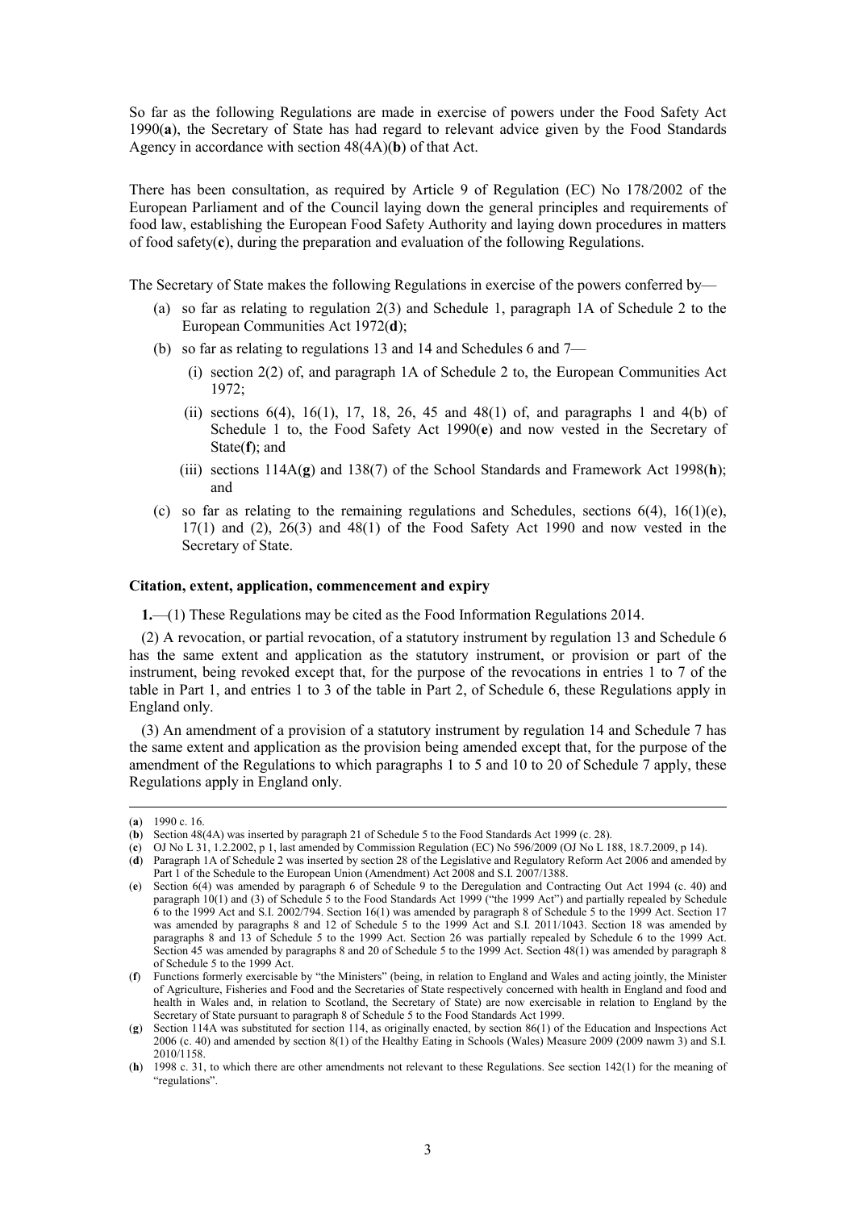So far as the following Regulations are made in exercise of powers under the Food Safety Act 1990(**a**), the Secretary of State has had regard to relevant advice given by the Food Standards Agency in accordance with section 48(4A)(**b**) of that Act.

There has been consultation, as required by Article 9 of Regulation (EC) No 178/2002 of the European Parliament and of the Council laying down the general principles and requirements of food law, establishing the European Food Safety Authority and laying down procedures in matters of food safety(**c**), during the preparation and evaluation of the following Regulations.

The Secretary of State makes the following Regulations in exercise of the powers conferred by—

(a) so far as relating to regulation 2(3) and Schedule 1, paragraph 1A of Schedule 2 to the European Communities Act 1972(**d**);

(b) so far as relating to regulations 13 and 14 and Schedules 6 and 7—

(i) section 2(2) of, and paragraph 1A of Schedule 2 to, the European Communities Act 1972;

(ii) sections 6(4), 16(1), 17, 18, 26, 45 and 48(1) of, and paragraphs 1 and 4(b) of Schedule 1 to, the Food Safety Act 1990(**e**) and now vested in the Secretary of State(**f**); and

(iii) sections 114A(**g**) and 138(7) of the School Standards and Framework Act 1998(**h**); and

(c) so far as relating to the remaining regulations and Schedules, sections 6(4), 16(1)(e), 17(1) and (2), 26(3) and 48(1) of the Food Safety Act 1990 and now vested in the Secretary of State.

#### Citation, extent, application, commencement and expiry

**1.**—(1) These Regulations may be cited as the Food Information Regulations 2014.

(2) A revocation, or partial revocation, of a statutory instrument by regulation 13 and Schedule 6 has the same extent and application as the statutory instrument, or provision or part of the instrument, being revoked except that, for the purpose of the revocations in entries 1 to 7 of the table in Part 1, and entries 1 to 3 of the table in Part 2, of Schedule 6, these Regulations apply in England only.

(3) An amendment of a provision of a statutory instrument by regulation 14 and Schedule 7 has the same extent and application as the provision being amended except that, for the purpose of the amendment of the Regulations to which paragraphs 1 to 5 and 10 to 20 of Schedule 7 apply, these Regulations apply in England only.

---

(**a**) 1990 c. 16.

(**b**) Section 48(4A) was inserted by paragraph 21 of Schedule 5 to the Food Standards Act 1999 (c. 28).

(**c**) OJ No L 31, 1.2.2002, p 1, last amended by Commission Regulation (EC) No 596/2009 (OJ No L 188, 18.7.2009, p 14).

(**d**) Paragraph 1A of Schedule 2 was inserted by section 28 of the Legislative and Regulatory Reform Act 2006 and amended by Part 1 of the Schedule to the European Union (Amendment) Act 2008 and S.I. 2007/1388.

(**e**) Section 6(4) was amended by paragraph 6 of Schedule 9 to the Deregulation and Contracting Out Act 1994 (c. 40) and paragraph 10(1) and (3) of Schedule 5 to the Food Standards Act 1999 ("the 1999 Act") and partially repealed by Schedule 6 to the 1999 Act and S.I. 2002/794. Section 16(1) was amended by paragraph 8 of Schedule 5 to the 1999 Act. Section 17 was amended by paragraphs 8 and 12 of Schedule 5 to the 1999 Act and S.I. 2011/1043. Section 18 was amended by paragraphs 8 and 13 of Schedule 5 to the 1999 Act. Section 26 was partially repealed by Schedule 6 to the 1999 Act. Section 45 was amended by paragraphs 8 and 20 of Schedule 5 to the 1999 Act. Section 48(1) was amended by paragraph 8 of Schedule 5 to the 1999 Act.

(**f**) Functions formerly exercisable by "the Ministers" (being, in relation to England and Wales and acting jointly, the Minister of Agriculture, Fisheries and Food and the Secretaries of State respectively concerned with health in England and food and health in Wales and, in relation to Scotland, the Secretary of State) are now exercisable in relation to England by the Secretary of State pursuant to paragraph 8 of Schedule 5 to the Food Standards Act 1999.

(**g**) Section 114A was substituted for section 114, as originally enacted, by section 86(1) of the Education and Inspections Act 2006 (c. 40) and amended by section 8(1) of the Healthy Eating in Schools (Wales) Measure 2009 (2009 nawm 3) and S.I. 2010/1158.

(**h**) 1998 c. 31, to which there are other amendments not relevant to these Regulations. See section 142(1) for the meaning of "regulations".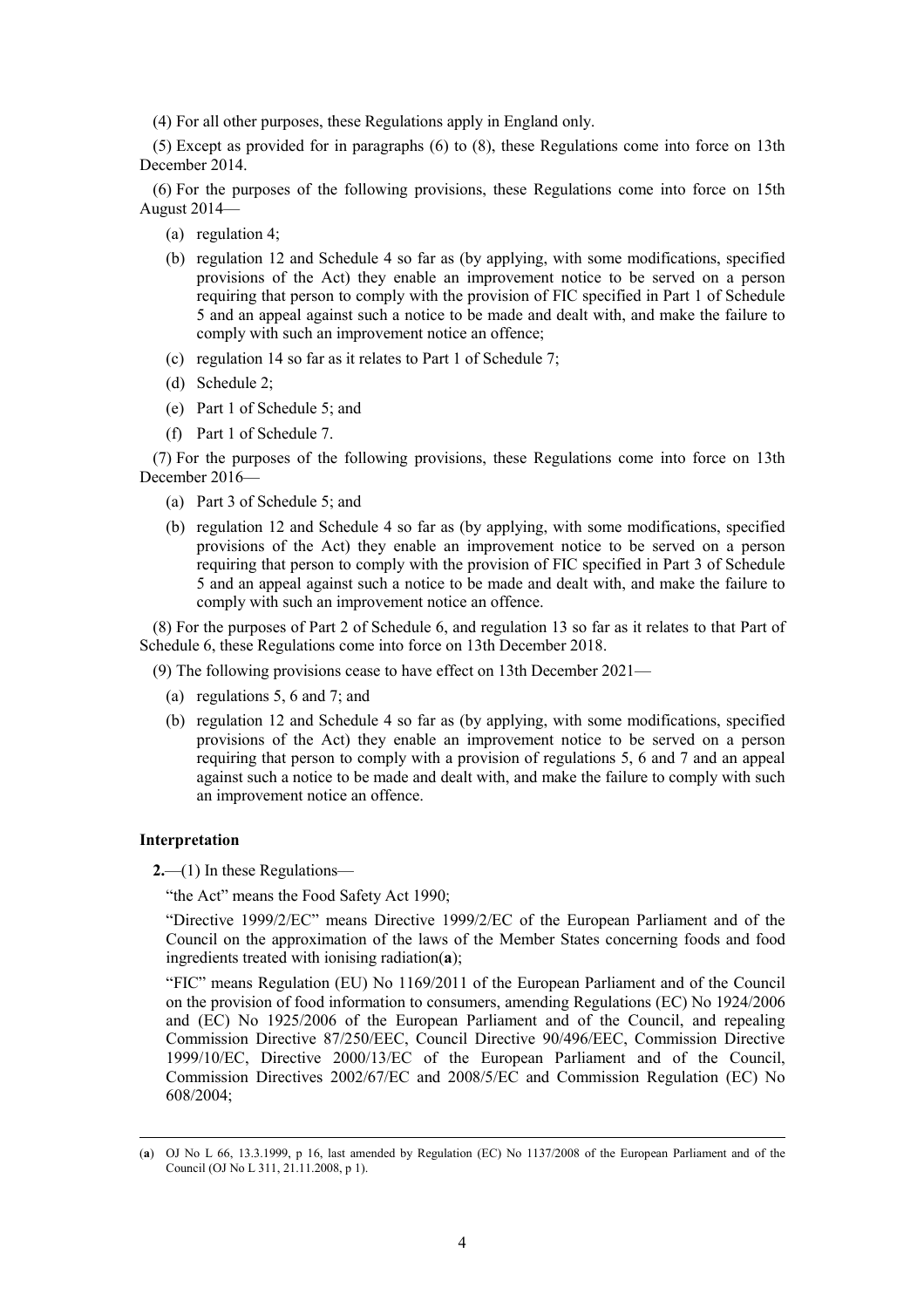(4) For all other purposes, these Regulations apply in England only.

(5) Except as provided for in paragraphs (6) to (8), these Regulations come into force on 13th December 2014.

(6) For the purposes of the following provisions, these Regulations come into force on 15th August 2014—

- (a) regulation 4;
- (b) regulation 12 and Schedule 4 so far as (by applying, with some modifications, specified provisions of the Act) they enable an improvement notice to be served on a person requiring that person to comply with the provision of FIC specified in Part 1 of Schedule 5 and an appeal against such a notice to be made and dealt with, and make the failure to comply with such an improvement notice an offence;
- (c) regulation 14 so far as it relates to Part 1 of Schedule 7;
- (d) Schedule 2;
- (e) Part 1 of Schedule 5; and
- (f) Part 1 of Schedule 7.

(7) For the purposes of the following provisions, these Regulations come into force on 13th December 2016—

- (a) Part 3 of Schedule 5; and
- (b) regulation 12 and Schedule 4 so far as (by applying, with some modifications, specified provisions of the Act) they enable an improvement notice to be served on a person requiring that person to comply with the provision of FIC specified in Part 3 of Schedule 5 and an appeal against such a notice to be made and dealt with, and make the failure to comply with such an improvement notice an offence.

(8) For the purposes of Part 2 of Schedule 6, and regulation 13 so far as it relates to that Part of Schedule 6, these Regulations come into force on 13th December 2018.

(9) The following provisions cease to have effect on 13th December 2021—

- (a) regulations 5, 6 and 7; and
- (b) regulation 12 and Schedule 4 so far as (by applying, with some modifications, specified provisions of the Act) they enable an improvement notice to be served on a person requiring that person to comply with a provision of regulations 5, 6 and 7 and an appeal against such a notice to be made and dealt with, and make the failure to comply with such an improvement notice an offence.

### Interpretation

**2.**—(1) In these Regulations—

"the Act" means the Food Safety Act 1990;

"Directive 1999/2/EC" means Directive 1999/2/EC of the European Parliament and of the Council on the approximation of the laws of the Member States concerning foods and food ingredients treated with ionising radiation([a]);

"FIC" means Regulation (EU) No 1169/2011 of the European Parliament and of the Council on the provision of food information to consumers, amending Regulations (EC) No 1924/2006 and (EC) No 1925/2006 of the European Parliament and of the Council, and repealing Commission Directive 87/250/EEC, Council Directive 90/496/EEC, Commission Directive 1999/10/EC, Directive 2000/13/EC of the European Parliament and of the Council, Commission Directives 2002/67/EC and 2008/5/EC and Commission Regulation (EC) No 608/2004;

---

([a]) OJ No L 66, 13.3.1999, p 16, last amended by Regulation (EC) No 1137/2008 of the European Parliament and of the Council (OJ No L 311, 21.11.2008, p 1).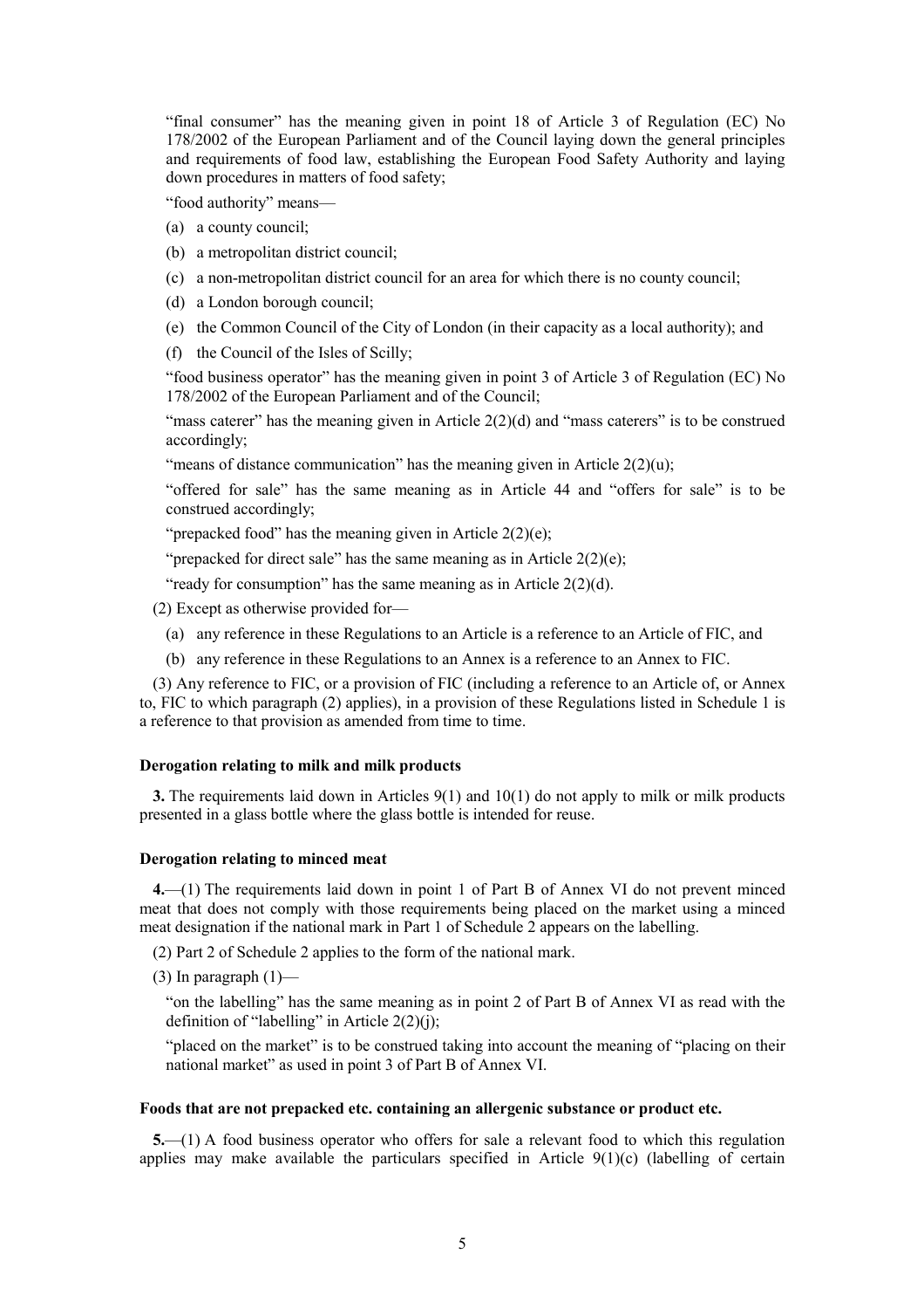"final consumer" has the meaning given in point 18 of Article 3 of Regulation (EC) No 178/2002 of the European Parliament and of the Council laying down the general principles and requirements of food law, establishing the European Food Safety Authority and laying down procedures in matters of food safety;

"food authority" means—

(a) a county council;

(b) a metropolitan district council;

(c) a non-metropolitan district council for an area for which there is no county council;

(d) a London borough council;

(e) the Common Council of the City of London (in their capacity as a local authority); and

(f) the Council of the Isles of Scilly;

"food business operator" has the meaning given in point 3 of Article 3 of Regulation (EC) No 178/2002 of the European Parliament and of the Council;

"mass caterer" has the meaning given in Article 2(2)(d) and "mass caterers" is to be construed accordingly;

"means of distance communication" has the meaning given in Article 2(2)(u);

"offered for sale" has the same meaning as in Article 44 and "offers for sale" is to be construed accordingly;

"prepacked food" has the meaning given in Article 2(2)(e);

"prepacked for direct sale" has the same meaning as in Article 2(2)(e);

"ready for consumption" has the same meaning as in Article 2(2)(d).

(2) Except as otherwise provided for—

(a) any reference in these Regulations to an Article is a reference to an Article of FIC, and

(b) any reference in these Regulations to an Annex is a reference to an Annex to FIC.

(3) Any reference to FIC, or a provision of FIC (including a reference to an Article of, or Annex to, FIC to which paragraph (2) applies), in a provision of these Regulations listed in Schedule 1 is a reference to that provision as amended from time to time.

**Derogation relating to milk and milk products**

**3.** The requirements laid down in Articles 9(1) and 10(1) do not apply to milk or milk products presented in a glass bottle where the glass bottle is intended for reuse.

**Derogation relating to minced meat**

**4.**—(1) The requirements laid down in point 1 of Part B of Annex VI do not prevent minced meat that does not comply with those requirements being placed on the market using a minced meat designation if the national mark in Part 1 of Schedule 2 appears on the labelling.

(2) Part 2 of Schedule 2 applies to the form of the national mark.

(3) In paragraph (1)—

"on the labelling" has the same meaning as in point 2 of Part B of Annex VI as read with the definition of "labelling" in Article 2(2)(j);

"placed on the market" is to be construed taking into account the meaning of "placing on their national market" as used in point 3 of Part B of Annex VI.

**Foods that are not prepacked etc. containing an allergenic substance or product etc.**

**5.**—(1) A food business operator who offers for sale a relevant food to which this regulation applies may make available the particulars specified in Article 9(1)(c) (labelling of certain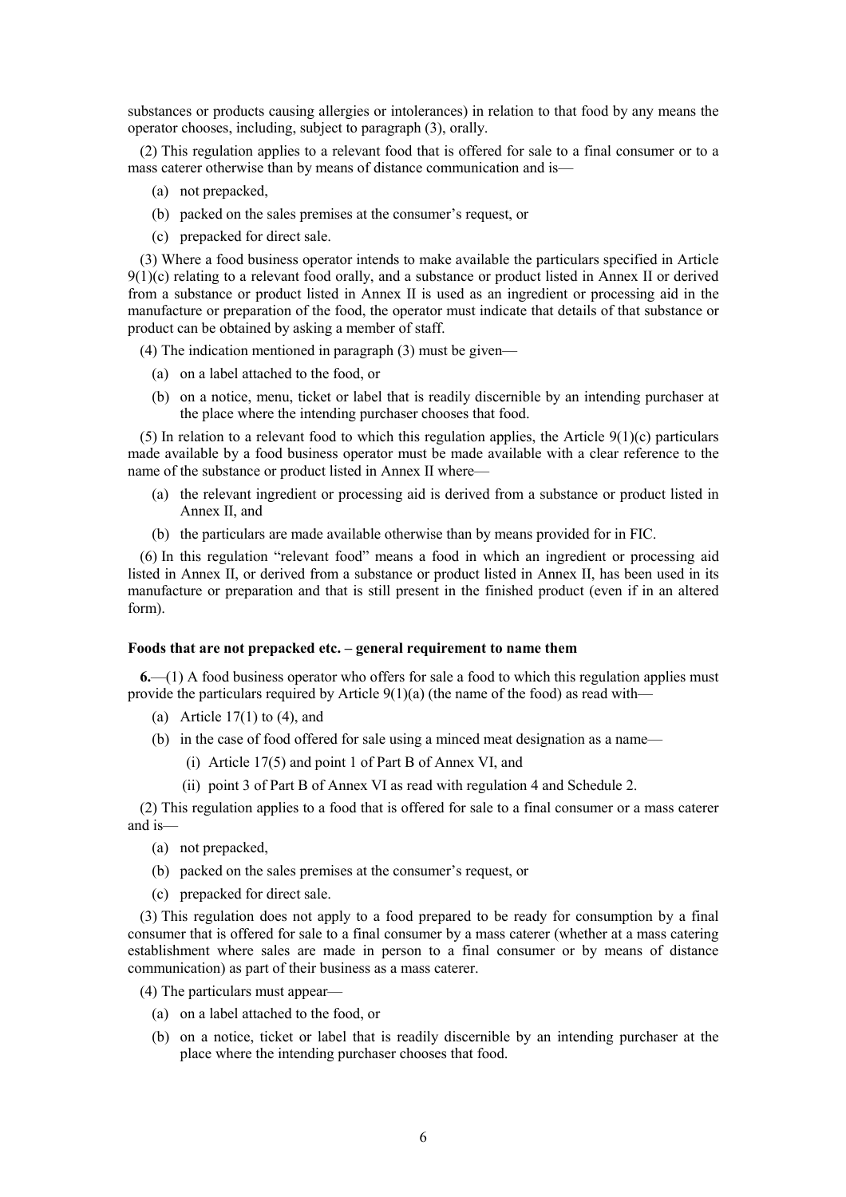substances or products causing allergies or intolerances) in relation to that food by any means the operator chooses, including, subject to paragraph (3), orally.

(2) This regulation applies to a relevant food that is offered for sale to a final consumer or to a mass caterer otherwise than by means of distance communication and is—

(a) not prepacked,

(b) packed on the sales premises at the consumer's request, or

(c) prepacked for direct sale.

(3) Where a food business operator intends to make available the particulars specified in Article 9(1)(c) relating to a relevant food orally, and a substance or product listed in Annex II or derived from a substance or product listed in Annex II is used as an ingredient or processing aid in the manufacture or preparation of the food, the operator must indicate that details of that substance or product can be obtained by asking a member of staff.

(4) The indication mentioned in paragraph (3) must be given—

(a) on a label attached to the food, or

(b) on a notice, menu, ticket or label that is readily discernible by an intending purchaser at the place where the intending purchaser chooses that food.

(5) In relation to a relevant food to which this regulation applies, the Article 9(1)(c) particulars made available by a food business operator must be made available with a clear reference to the name of the substance or product listed in Annex II where—

(a) the relevant ingredient or processing aid is derived from a substance or product listed in Annex II, and

(b) the particulars are made available otherwise than by means provided for in FIC.

(6) In this regulation "relevant food" means a food in which an ingredient or processing aid listed in Annex II, or derived from a substance or product listed in Annex II, has been used in its manufacture or preparation and that is still present in the finished product (even if in an altered form).

**Foods that are not prepacked etc. – general requirement to name them**

**6.**—(1) A food business operator who offers for sale a food to which this regulation applies must provide the particulars required by Article 9(1)(a) (the name of the food) as read with—

(a) Article 17(1) to (4), and

(b) in the case of food offered for sale using a minced meat designation as a name—

(i) Article 17(5) and point 1 of Part B of Annex VI, and

(ii) point 3 of Part B of Annex VI as read with regulation 4 and Schedule 2.

(2) This regulation applies to a food that is offered for sale to a final consumer or a mass caterer and is—

(a) not prepacked,

(b) packed on the sales premises at the consumer's request, or

(c) prepacked for direct sale.

(3) This regulation does not apply to a food prepared to be ready for consumption by a final consumer that is offered for sale to a final consumer by a mass caterer (whether at a mass catering establishment where sales are made in person to a final consumer or by means of distance communication) as part of their business as a mass caterer.

(4) The particulars must appear—

(a) on a label attached to the food, or

(b) on a notice, ticket or label that is readily discernible by an intending purchaser at the place where the intending purchaser chooses that food.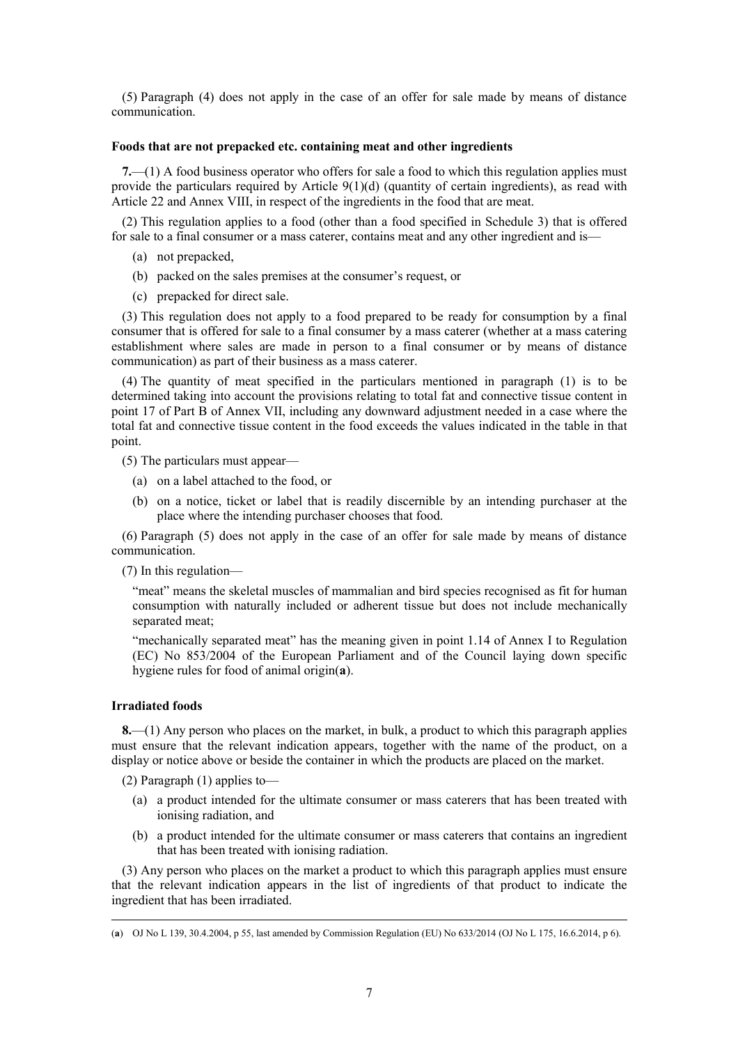(5) Paragraph (4) does not apply in the case of an offer for sale made by means of distance communication.

**Foods that are not prepacked etc. containing meat and other ingredients**

**7.**—(1) A food business operator who offers for sale a food to which this regulation applies must provide the particulars required by Article 9(1)(d) (quantity of certain ingredients), as read with Article 22 and Annex VIII, in respect of the ingredients in the food that are meat.

(2) This regulation applies to a food (other than a food specified in Schedule 3) that is offered for sale to a final consumer or a mass caterer, contains meat and any other ingredient and is—

(a) not prepacked,

(b) packed on the sales premises at the consumer's request, or

(c) prepacked for direct sale.

(3) This regulation does not apply to a food prepared to be ready for consumption by a final consumer that is offered for sale to a final consumer by a mass caterer (whether at a mass catering establishment where sales are made in person to a final consumer or by means of distance communication) as part of their business as a mass caterer.

(4) The quantity of meat specified in the particulars mentioned in paragraph (1) is to be determined taking into account the provisions relating to total fat and connective tissue content in point 17 of Part B of Annex VII, including any downward adjustment needed in a case where the total fat and connective tissue content in the food exceeds the values indicated in the table in that point.

(5) The particulars must appear—

(a) on a label attached to the food, or

(b) on a notice, ticket or label that is readily discernible by an intending purchaser at the place where the intending purchaser chooses that food.

(6) Paragraph (5) does not apply in the case of an offer for sale made by means of distance communication.

(7) In this regulation—

"meat" means the skeletal muscles of mammalian and bird species recognised as fit for human consumption with naturally included or adherent tissue but does not include mechanically separated meat;

"mechanically separated meat" has the meaning given in point 1.14 of Annex I to Regulation (EC) No 853/2004 of the European Parliament and of the Council laying down specific hygiene rules for food of animal origin([a]).

**Irradiated foods**

**8.**—(1) Any person who places on the market, in bulk, a product to which this paragraph applies must ensure that the relevant indication appears, together with the name of the product, on a display or notice above or beside the container in which the products are placed on the market.

(2) Paragraph (1) applies to—

(a) a product intended for the ultimate consumer or mass caterers that has been treated with ionising radiation, and

(b) a product intended for the ultimate consumer or mass caterers that contains an ingredient that has been treated with ionising radiation.

(3) Any person who places on the market a product to which this paragraph applies must ensure that the relevant indication appears in the list of ingredients of that product to indicate the ingredient that has been irradiated.

---

([a]) OJ No L 139, 30.4.2004, p 55, last amended by Commission Regulation (EU) No 633/2014 (OJ No L 175, 16.6.2014, p 6).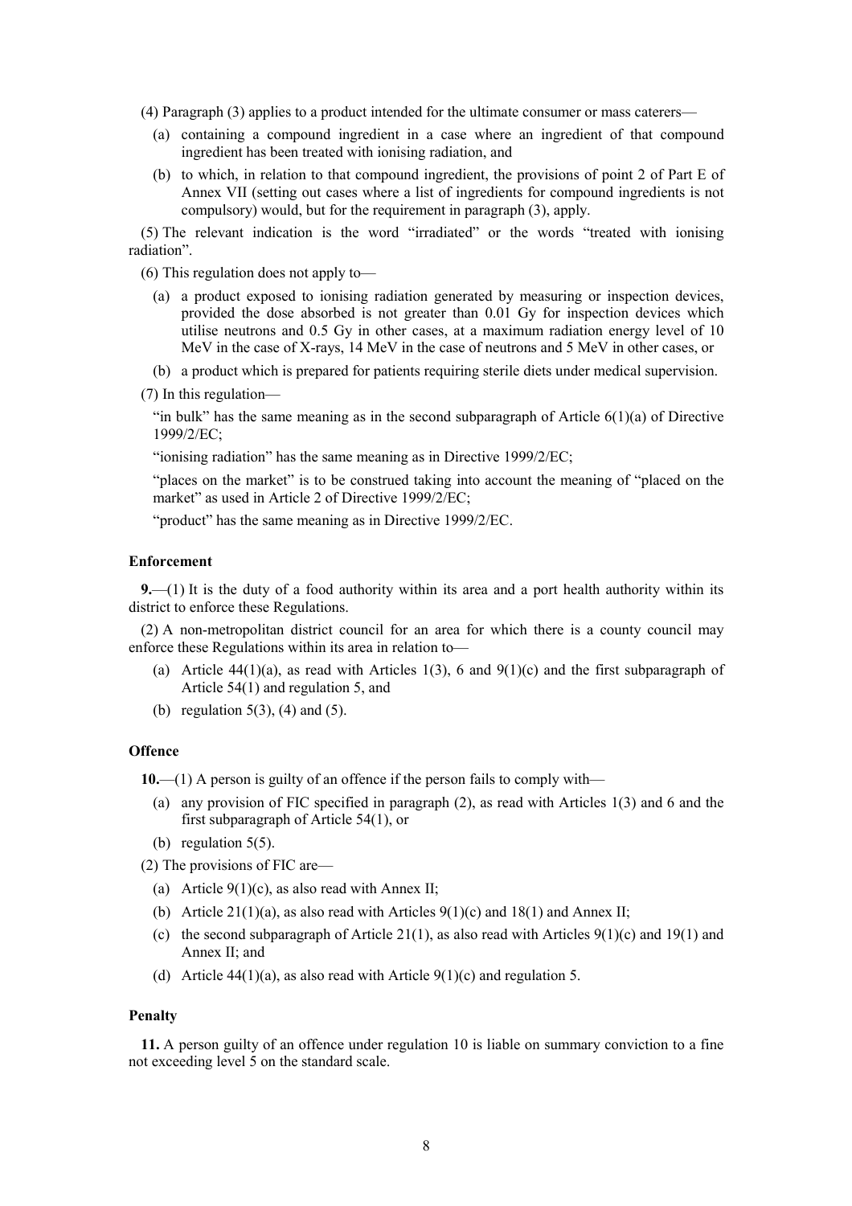(4) Paragraph (3) applies to a product intended for the ultimate consumer or mass caterers—

(a) containing a compound ingredient in a case where an ingredient of that compound ingredient has been treated with ionising radiation, and

(b) to which, in relation to that compound ingredient, the provisions of point 2 of Part E of Annex VII (setting out cases where a list of ingredients for compound ingredients is not compulsory) would, but for the requirement in paragraph (3), apply.

(5) The relevant indication is the word "irradiated" or the words "treated with ionising radiation".

(6) This regulation does not apply to—

(a) a product exposed to ionising radiation generated by measuring or inspection devices, provided the dose absorbed is not greater than 0.01 Gy for inspection devices which utilise neutrons and 0.5 Gy in other cases, at a maximum radiation energy level of 10 MeV in the case of X-rays, 14 MeV in the case of neutrons and 5 MeV in other cases, or

(b) a product which is prepared for patients requiring sterile diets under medical supervision.

(7) In this regulation—

"in bulk" has the same meaning as in the second subparagraph of Article 6(1)(a) of Directive 1999/2/EC;

"ionising radiation" has the same meaning as in Directive 1999/2/EC;

"places on the market" is to be construed taking into account the meaning of "placed on the market" as used in Article 2 of Directive 1999/2/EC;

"product" has the same meaning as in Directive 1999/2/EC.

**Enforcement**

**9.**—(1) It is the duty of a food authority within its area and a port health authority within its district to enforce these Regulations.

(2) A non-metropolitan district council for an area for which there is a county council may enforce these Regulations within its area in relation to—

(a) Article 44(1)(a), as read with Articles 1(3), 6 and 9(1)(c) and the first subparagraph of Article 54(1) and regulation 5, and

(b) regulation 5(3), (4) and (5).

**Offence**

**10.**—(1) A person is guilty of an offence if the person fails to comply with—

(a) any provision of FIC specified in paragraph (2), as read with Articles 1(3) and 6 and the first subparagraph of Article 54(1), or

(b) regulation 5(5).

(2) The provisions of FIC are—

(a) Article 9(1)(c), as also read with Annex II;

(b) Article 21(1)(a), as also read with Articles 9(1)(c) and 18(1) and Annex II;

(c) the second subparagraph of Article 21(1), as also read with Articles 9(1)(c) and 19(1) and Annex II; and

(d) Article 44(1)(a), as also read with Article 9(1)(c) and regulation 5.

**Penalty**

**11.** A person guilty of an offence under regulation 10 is liable on summary conviction to a fine not exceeding level 5 on the standard scale.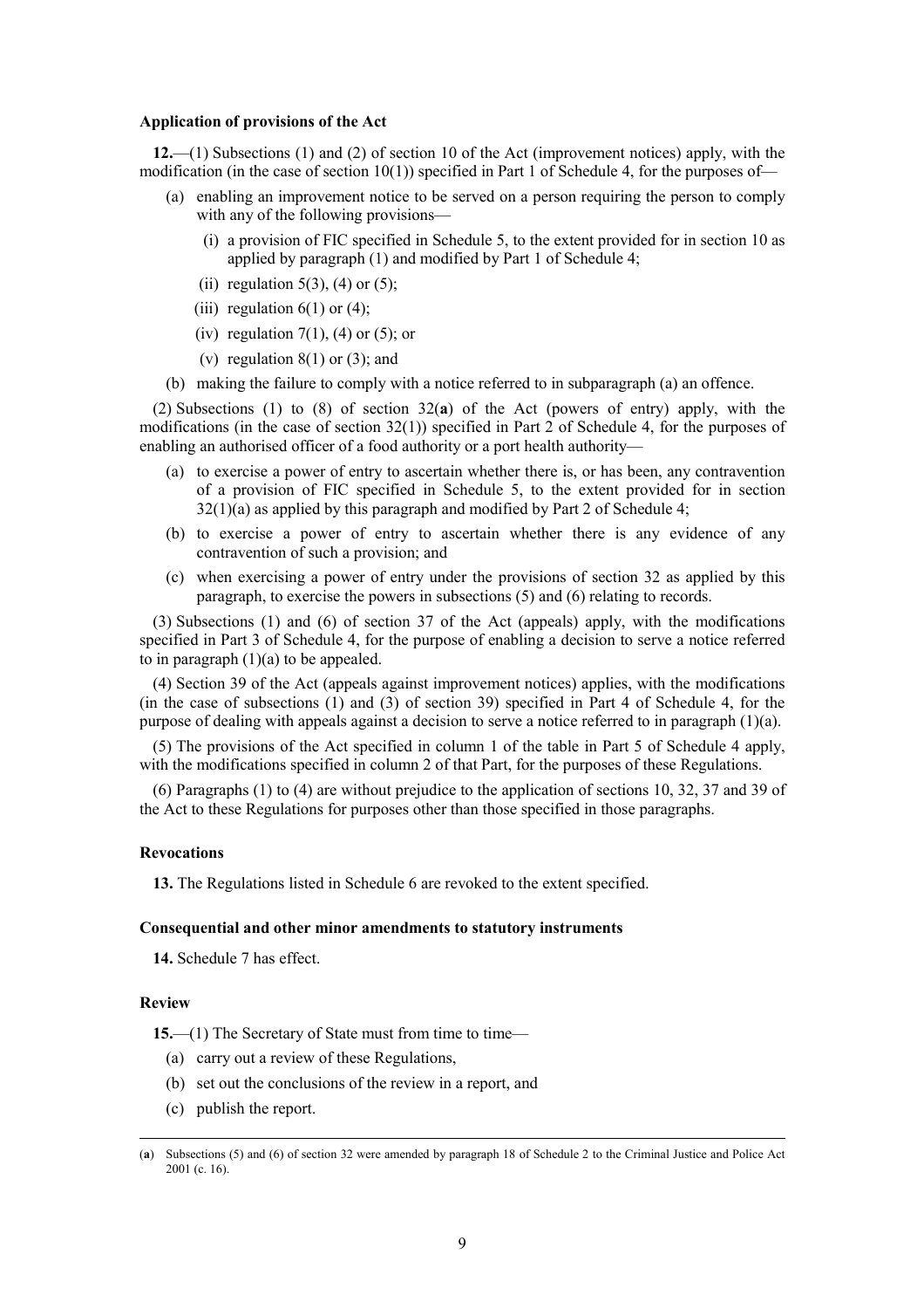**Application of provisions of the Act**

**12.**—(1) Subsections (1) and (2) of section 10 of the Act (improvement notices) apply, with the modification (in the case of section 10(1)) specified in Part 1 of Schedule 4, for the purposes of—

- (a) enabling an improvement notice to be served on a person requiring the person to comply with any of the following provisions—
  - (i) a provision of FIC specified in Schedule 5, to the extent provided for in section 10 as applied by paragraph (1) and modified by Part 1 of Schedule 4;
  - (ii) regulation 5(3), (4) or (5);
  - (iii) regulation 6(1) or (4);
  - (iv) regulation 7(1), (4) or (5); or
  - (v) regulation 8(1) or (3); and
- (b) making the failure to comply with a notice referred to in subparagraph (a) an offence.

(2) Subsections (1) to (8) of section 32(**a**) of the Act (powers of entry) apply, with the modifications (in the case of section 32(1)) specified in Part 2 of Schedule 4, for the purposes of enabling an authorised officer of a food authority or a port health authority—

- (a) to exercise a power of entry to ascertain whether there is, or has been, any contravention of a provision of FIC specified in Schedule 5, to the extent provided for in section 32(1)(a) as applied by this paragraph and modified by Part 2 of Schedule 4;
- (b) to exercise a power of entry to ascertain whether there is any evidence of any contravention of such a provision; and
- (c) when exercising a power of entry under the provisions of section 32 as applied by this paragraph, to exercise the powers in subsections (5) and (6) relating to records.

(3) Subsections (1) and (6) of section 37 of the Act (appeals) apply, with the modifications specified in Part 3 of Schedule 4, for the purpose of enabling a decision to serve a notice referred to in paragraph (1)(a) to be appealed.

(4) Section 39 of the Act (appeals against improvement notices) applies, with the modifications (in the case of subsections (1) and (3) of section 39) specified in Part 4 of Schedule 4, for the purpose of dealing with appeals against a decision to serve a notice referred to in paragraph (1)(a).

(5) The provisions of the Act specified in column 1 of the table in Part 5 of Schedule 4 apply, with the modifications specified in column 2 of that Part, for the purposes of these Regulations.

(6) Paragraphs (1) to (4) are without prejudice to the application of sections 10, 32, 37 and 39 of the Act to these Regulations for purposes other than those specified in those paragraphs.

**Revocations**

**13.** The Regulations listed in Schedule 6 are revoked to the extent specified.

**Consequential and other minor amendments to statutory instruments**

**14.** Schedule 7 has effect.

**Review**

**15.**—(1) The Secretary of State must from time to time—

- (a) carry out a review of these Regulations,
- (b) set out the conclusions of the review in a report, and
- (c) publish the report.

---

(**a**) Subsections (5) and (6) of section 32 were amended by paragraph 18 of Schedule 2 to the Criminal Justice and Police Act 2001 (c. 16).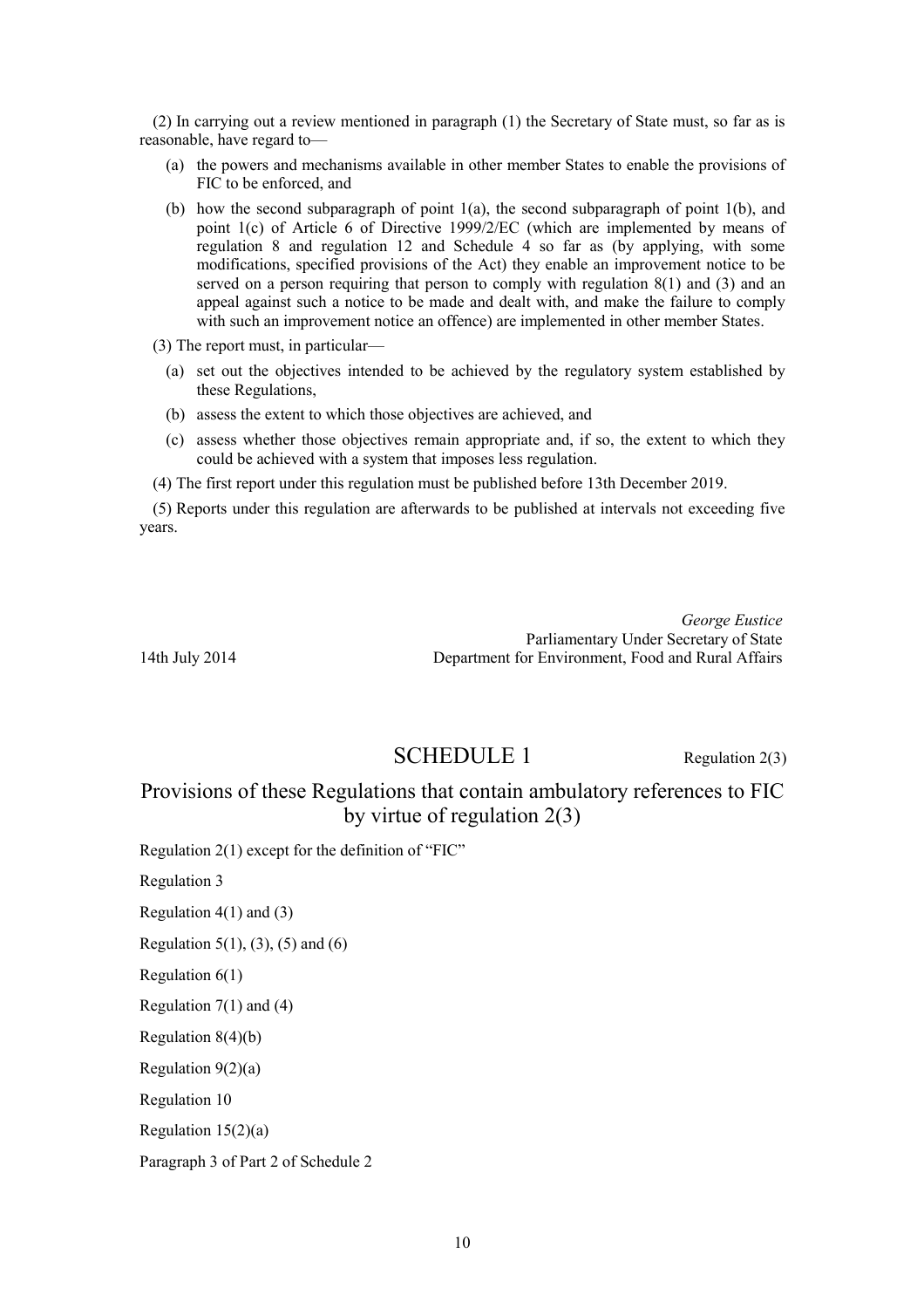(2) In carrying out a review mentioned in paragraph (1) the Secretary of State must, so far as is reasonable, have regard to—

- (a) the powers and mechanisms available in other member States to enable the provisions of FIC to be enforced, and
- (b) how the second subparagraph of point 1(a), the second subparagraph of point 1(b), and point 1(c) of Article 6 of Directive 1999/2/EC (which are implemented by means of regulation 8 and regulation 12 and Schedule 4 so far as (by applying, with some modifications, specified provisions of the Act) they enable an improvement notice to be served on a person requiring that person to comply with regulation 8(1) and (3) and an appeal against such a notice to be made and dealt with, and make the failure to comply with such an improvement notice an offence) are implemented in other member States.

(3) The report must, in particular—

- (a) set out the objectives intended to be achieved by the regulatory system established by these Regulations,
- (b) assess the extent to which those objectives are achieved, and
- (c) assess whether those objectives remain appropriate and, if so, the extent to which they could be achieved with a system that imposes less regulation.

(4) The first report under this regulation must be published before 13th December 2019.

(5) Reports under this regulation are afterwards to be published at intervals not exceeding five years.

*George Eustice*
Parliamentary Under Secretary of State
Department for Environment, Food and Rural Affairs

14th July 2014

## SCHEDULE 1

Regulation 2(3)

## Provisions of these Regulations that contain ambulatory references to FIC by virtue of regulation 2(3)

Regulation 2(1) except for the definition of "FIC"

Regulation 3

Regulation 4(1) and (3)

Regulation 5(1), (3), (5) and (6)

Regulation 6(1)

Regulation 7(1) and (4)

Regulation 8(4)(b)

Regulation 9(2)(a)

Regulation 10

Regulation 15(2)(a)

Paragraph 3 of Part 2 of Schedule 2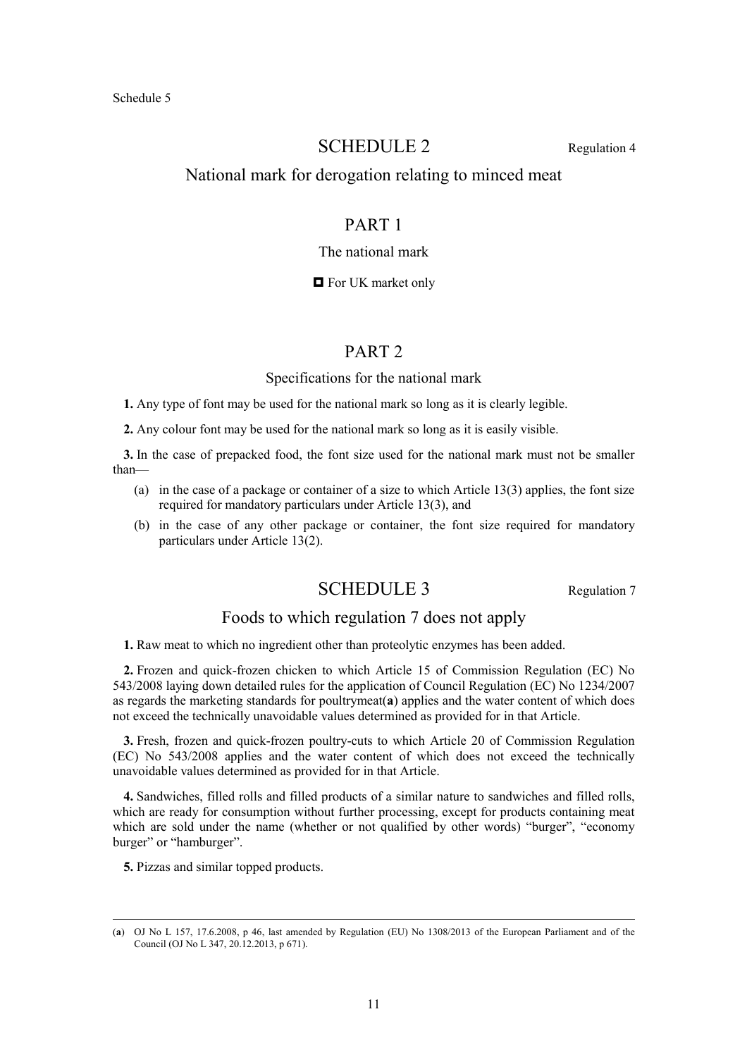Schedule 5

# SCHEDULE 2

Regulation 4

## National mark for derogation relating to minced meat

### PART 1

The national mark

◘ For UK market only

### PART 2

Specifications for the national mark

**1.** Any type of font may be used for the national mark so long as it is clearly legible.

**2.** Any colour font may be used for the national mark so long as it is easily visible.

**3.** In the case of prepacked food, the font size used for the national mark must not be smaller than—

(a) in the case of a package or container of a size to which Article 13(3) applies, the font size required for mandatory particulars under Article 13(3), and

(b) in the case of any other package or container, the font size required for mandatory particulars under Article 13(2).

# SCHEDULE 3

Regulation 7

## Foods to which regulation 7 does not apply

**1.** Raw meat to which no ingredient other than proteolytic enzymes has been added.

**2.** Frozen and quick-frozen chicken to which Article 15 of Commission Regulation (EC) No 543/2008 laying down detailed rules for the application of Council Regulation (EC) No 1234/2007 as regards the marketing standards for poultrymeat(**a**) applies and the water content of which does not exceed the technically unavoidable values determined as provided for in that Article.

**3.** Fresh, frozen and quick-frozen poultry-cuts to which Article 20 of Commission Regulation (EC) No 543/2008 applies and the water content of which does not exceed the technically unavoidable values determined as provided for in that Article.

**4.** Sandwiches, filled rolls and filled products of a similar nature to sandwiches and filled rolls, which are ready for consumption without further processing, except for products containing meat which are sold under the name (whether or not qualified by other words) "burger", "economy burger" or "hamburger".

**5.** Pizzas and similar topped products.

---

(**a**) OJ No L 157, 17.6.2008, p 46, last amended by Regulation (EU) No 1308/2013 of the European Parliament and of the Council (OJ No L 347, 20.12.2013, p 671).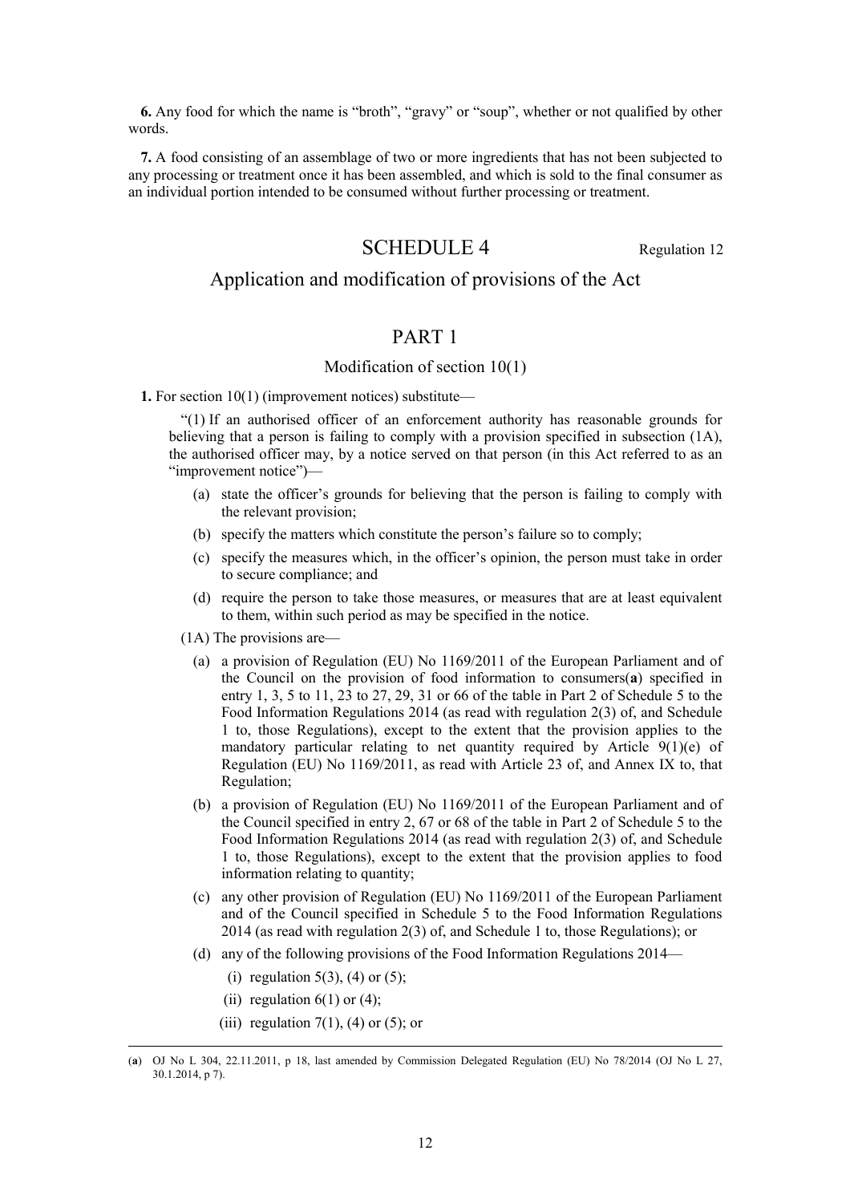**6.** Any food for which the name is "broth", "gravy" or "soup", whether or not qualified by other words.

**7.** A food consisting of an assemblage of two or more ingredients that has not been subjected to any processing or treatment once it has been assembled, and which is sold to the final consumer as an individual portion intended to be consumed without further processing or treatment.

## SCHEDULE 4

Regulation 12

## Application and modification of provisions of the Act

### PART 1

#### Modification of section 10(1)

**1.** For section 10(1) (improvement notices) substitute—

"(1) If an authorised officer of an enforcement authority has reasonable grounds for believing that a person is failing to comply with a provision specified in subsection (1A), the authorised officer may, by a notice served on that person (in this Act referred to as an "improvement notice")—

(a) state the officer's grounds for believing that the person is failing to comply with the relevant provision;

(b) specify the matters which constitute the person's failure so to comply;

(c) specify the measures which, in the officer's opinion, the person must take in order to secure compliance; and

(d) require the person to take those measures, or measures that are at least equivalent to them, within such period as may be specified in the notice.

(1A) The provisions are—

(a) a provision of Regulation (EU) No 1169/2011 of the European Parliament and of the Council on the provision of food information to consumers(**a**) specified in entry 1, 3, 5 to 11, 23 to 27, 29, 31 or 66 of the table in Part 2 of Schedule 5 to the Food Information Regulations 2014 (as read with regulation 2(3) of, and Schedule 1 to, those Regulations), except to the extent that the provision applies to the mandatory particular relating to net quantity required by Article 9(1)(e) of Regulation (EU) No 1169/2011, as read with Article 23 of, and Annex IX to, that Regulation;

(b) a provision of Regulation (EU) No 1169/2011 of the European Parliament and of the Council specified in entry 2, 67 or 68 of the table in Part 2 of Schedule 5 to the Food Information Regulations 2014 (as read with regulation 2(3) of, and Schedule 1 to, those Regulations), except to the extent that the provision applies to food information relating to quantity;

(c) any other provision of Regulation (EU) No 1169/2011 of the European Parliament and of the Council specified in Schedule 5 to the Food Information Regulations 2014 (as read with regulation 2(3) of, and Schedule 1 to, those Regulations); or

(d) any of the following provisions of the Food Information Regulations 2014—

(i) regulation 5(3), (4) or (5);

(ii) regulation 6(1) or (4);

(iii) regulation 7(1), (4) or (5); or

---

(**a**) OJ No L 304, 22.11.2011, p 18, last amended by Commission Delegated Regulation (EU) No 78/2014 (OJ No L 27, 30.1.2014, p 7).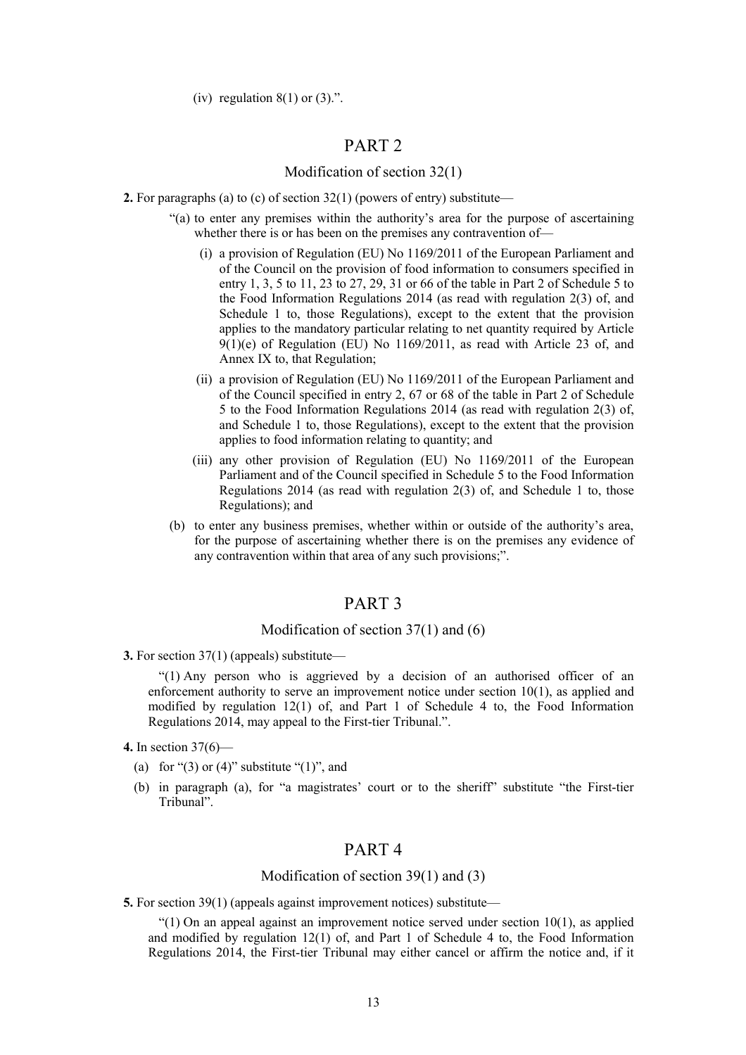(iv) regulation 8(1) or (3).".

## PART 2

### Modification of section 32(1)

**2.** For paragraphs (a) to (c) of section 32(1) (powers of entry) substitute—

"(a) to enter any premises within the authority's area for the purpose of ascertaining whether there is or has been on the premises any contravention of—

(i) a provision of Regulation (EU) No 1169/2011 of the European Parliament and of the Council on the provision of food information to consumers specified in entry 1, 3, 5 to 11, 23 to 27, 29, 31 or 66 of the table in Part 2 of Schedule 5 to the Food Information Regulations 2014 (as read with regulation 2(3) of, and Schedule 1 to, those Regulations), except to the extent that the provision applies to the mandatory particular relating to net quantity required by Article 9(1)(e) of Regulation (EU) No 1169/2011, as read with Article 23 of, and Annex IX to, that Regulation;

(ii) a provision of Regulation (EU) No 1169/2011 of the European Parliament and of the Council specified in entry 2, 67 or 68 of the table in Part 2 of Schedule 5 to the Food Information Regulations 2014 (as read with regulation 2(3) of, and Schedule 1 to, those Regulations), except to the extent that the provision applies to food information relating to quantity; and

(iii) any other provision of Regulation (EU) No 1169/2011 of the European Parliament and of the Council specified in Schedule 5 to the Food Information Regulations 2014 (as read with regulation 2(3) of, and Schedule 1 to, those Regulations); and

(b) to enter any business premises, whether within or outside of the authority's area, for the purpose of ascertaining whether there is on the premises any evidence of any contravention within that area of any such provisions;".

## PART 3

### Modification of section 37(1) and (6)

**3.** For section 37(1) (appeals) substitute—

"(1) Any person who is aggrieved by a decision of an authorised officer of an enforcement authority to serve an improvement notice under section 10(1), as applied and modified by regulation 12(1) of, and Part 1 of Schedule 4 to, the Food Information Regulations 2014, may appeal to the First-tier Tribunal.".

**4.** In section 37(6)—

(a) for "(3) or (4)" substitute "(1)", and

(b) in paragraph (a), for "a magistrates' court or to the sheriff" substitute "the First-tier Tribunal".

## PART 4

### Modification of section 39(1) and (3)

**5.** For section 39(1) (appeals against improvement notices) substitute—

"(1) On an appeal against an improvement notice served under section 10(1), as applied and modified by regulation 12(1) of, and Part 1 of Schedule 4 to, the Food Information Regulations 2014, the First-tier Tribunal may either cancel or affirm the notice and, if it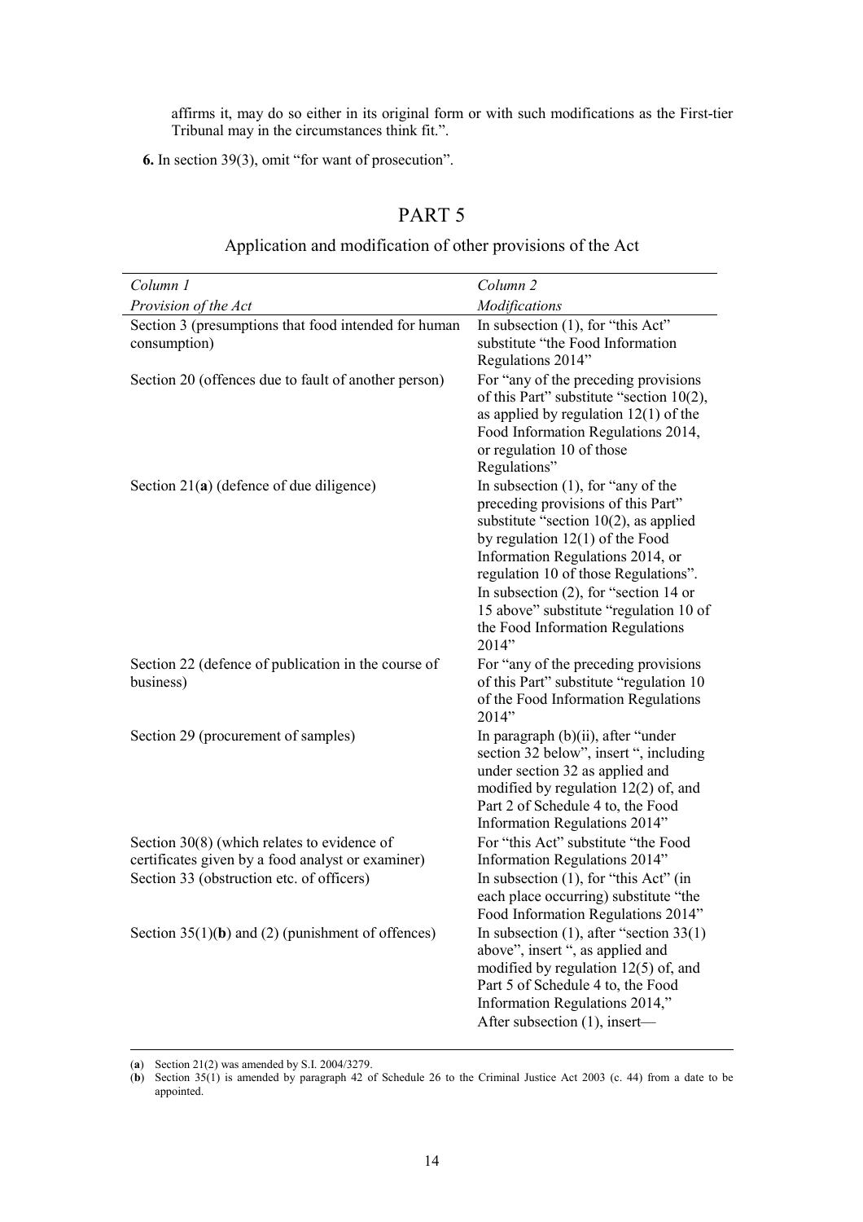affirms it, may do so either in its original form or with such modifications as the First-tier Tribunal may in the circumstances think fit.".

**6.** In section 39(3), omit "for want of prosecution".

## PART 5

### Application and modification of other provisions of the Act

| *Column 1* *Provision of the Act* | *Column 2* *Modifications* |
|---|---|
| Section 3 (presumptions that food intended for human consumption) | In subsection (1), for "this Act" substitute "the Food Information Regulations 2014" |
| Section 20 (offences due to fault of another person) | For "any of the preceding provisions of this Part" substitute "section 10(2), as applied by regulation 12(1) of the Food Information Regulations 2014, or regulation 10 of those Regulations" |
| Section 21(**a**) (defence of due diligence) | In subsection (1), for "any of the preceding provisions of this Part" substitute "section 10(2), as applied by regulation 12(1) of the Food Information Regulations 2014, or regulation 10 of those Regulations". In subsection (2), for "section 14 or 15 above" substitute "regulation 10 of the Food Information Regulations 2014" |
| Section 22 (defence of publication in the course of business) | For "any of the preceding provisions of this Part" substitute "regulation 10 of the Food Information Regulations 2014" |
| Section 29 (procurement of samples) | In paragraph (b)(ii), after "under section 32 below", insert ", including under section 32 as applied and modified by regulation 12(2) of, and Part 2 of Schedule 4 to, the Food Information Regulations 2014" |
| Section 30(8) (which relates to evidence of certificates given by a food analyst or examiner) | For "this Act" substitute "the Food Information Regulations 2014" |
| Section 33 (obstruction etc. of officers) | In subsection (1), for "this Act" (in each place occurring) substitute "the Food Information Regulations 2014" |
| Section 35(1)(**b**) and (2) (punishment of offences) | In subsection (1), after "section 33(1) above", insert ", as applied and modified by regulation 12(5) of, and Part 5 of Schedule 4 to, the Food Information Regulations 2014," After subsection (1), insert— |

(**a**) Section 21(2) was amended by S.I. 2004/3279.

(**b**) Section 35(1) is amended by paragraph 42 of Schedule 26 to the Criminal Justice Act 2003 (c. 44) from a date to be appointed.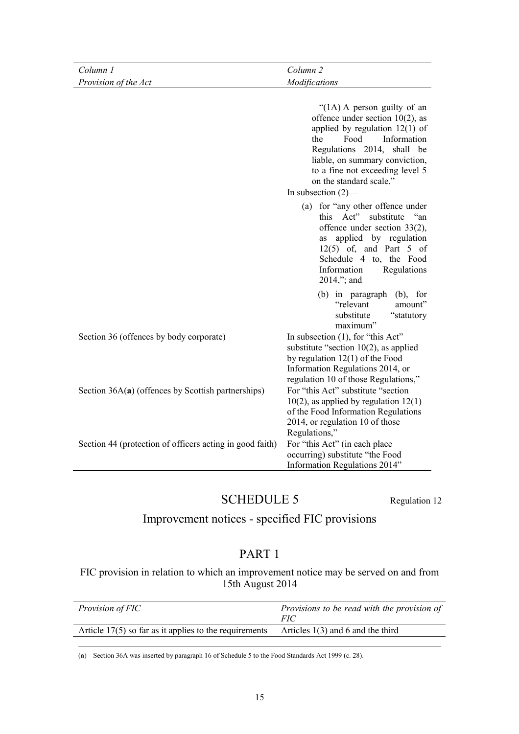| *Column 1* *Provision of the Act* | *Column 2* *Modifications* |
|---|---|
| | "(1A) A person guilty of an offence under section 10(2), as applied by regulation 12(1) of the Food Information Regulations 2014, shall be liable, on summary conviction, to a fine not exceeding level 5 on the standard scale." In subsection (2)— (a) for "any other offence under this Act" substitute "an offence under section 33(2), as applied by regulation 12(5) of, and Part 5 of Schedule 4 to, the Food Information Regulations 2014,"; and (b) in paragraph (b), for "relevant amount" substitute "statutory maximum" |
| Section 36 (offences by body corporate) | In subsection (1), for "this Act" substitute "section 10(2), as applied by regulation 12(1) of the Food Information Regulations 2014, or regulation 10 of those Regulations," |
| Section 36A(**a**) (offences by Scottish partnerships) | For "this Act" substitute "section 10(2), as applied by regulation 12(1) of the Food Information Regulations 2014, or regulation 10 of those Regulations," |
| Section 44 (protection of officers acting in good faith) | For "this Act" (in each place occurring) substitute "the Food Information Regulations 2014" |

# SCHEDULE 5

Regulation 12

## Improvement notices - specified FIC provisions

## PART 1

### FIC provision in relation to which an improvement notice may be served on and from 15th August 2014

| *Provision of FIC* | *Provisions to be read with the provision of FIC* |
|---|---|
| Article 17(5) so far as it applies to the requirements | Articles 1(3) and 6 and the third |

(**a**) Section 36A was inserted by paragraph 16 of Schedule 5 to the Food Standards Act 1999 (c. 28).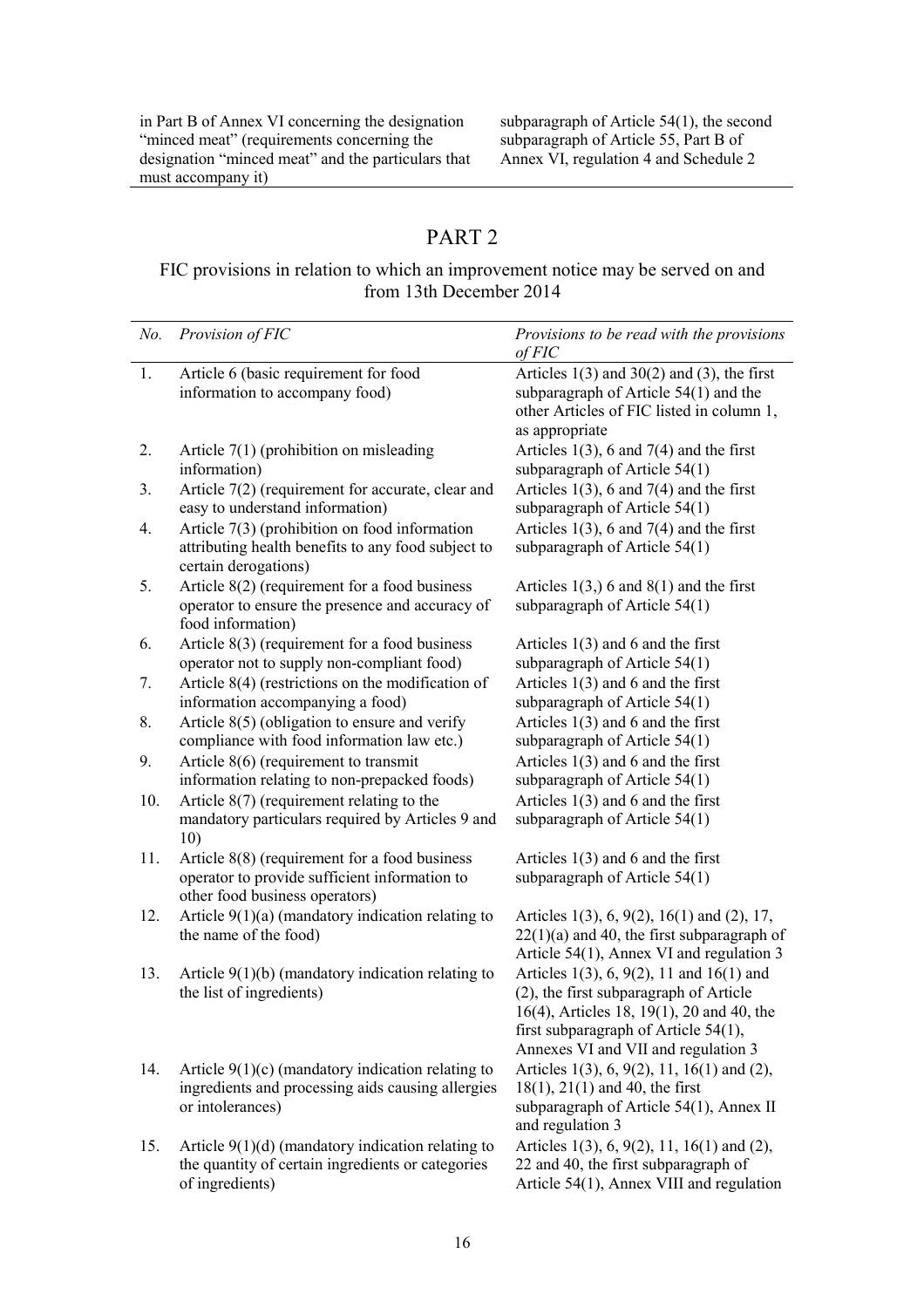| | | |
|---|---|---|
| | in Part B of Annex VI concerning the designation "minced meat" (requirements concerning the designation "minced meat" and the particulars that must accompany it) | subparagraph of Article 54(1), the second subparagraph of Article 55, Part B of Annex VI, regulation 4 and Schedule 2 |

# PART 2

## FIC provisions in relation to which an improvement notice may be served on and from 13th December 2014

| *No.* | *Provision of FIC* | *Provisions to be read with the provisions of FIC* |
|---|---|---|
| 1. | Article 6 (basic requirement for food information to accompany food) | Articles 1(3) and 30(2) and (3), the first subparagraph of Article 54(1) and the other Articles of FIC listed in column 1, as appropriate |
| 2. | Article 7(1) (prohibition on misleading information) | Articles 1(3), 6 and 7(4) and the first subparagraph of Article 54(1) |
| 3. | Article 7(2) (requirement for accurate, clear and easy to understand information) | Articles 1(3), 6 and 7(4) and the first subparagraph of Article 54(1) |
| 4. | Article 7(3) (prohibition on food information attributing health benefits to any food subject to certain derogations) | Articles 1(3), 6 and 7(4) and the first subparagraph of Article 54(1) |
| 5. | Article 8(2) (requirement for a food business operator to ensure the presence and accuracy of food information) | Articles 1(3,) 6 and 8(1) and the first subparagraph of Article 54(1) |
| 6. | Article 8(3) (requirement for a food business operator not to supply non-compliant food) | Articles 1(3) and 6 and the first subparagraph of Article 54(1) |
| 7. | Article 8(4) (restrictions on the modification of information accompanying a food) | Articles 1(3) and 6 and the first subparagraph of Article 54(1) |
| 8. | Article 8(5) (obligation to ensure and verify compliance with food information law etc.) | Articles 1(3) and 6 and the first subparagraph of Article 54(1) |
| 9. | Article 8(6) (requirement to transmit information relating to non-prepacked foods) | Articles 1(3) and 6 and the first subparagraph of Article 54(1) |
| 10. | Article 8(7) (requirement relating to the mandatory particulars required by Articles 9 and 10) | Articles 1(3) and 6 and the first subparagraph of Article 54(1) |
| 11. | Article 8(8) (requirement for a food business operator to provide sufficient information to other food business operators) | Articles 1(3) and 6 and the first subparagraph of Article 54(1) |
| 12. | Article 9(1)(a) (mandatory indication relating to the name of the food) | Articles 1(3), 6, 9(2), 16(1) and (2), 17, 22(1)(a) and 40, the first subparagraph of Article 54(1), Annex VI and regulation 3 |
| 13. | Article 9(1)(b) (mandatory indication relating to the list of ingredients) | Articles 1(3), 6, 9(2), 11 and 16(1) and (2), the first subparagraph of Article 16(4), Articles 18, 19(1), 20 and 40, the first subparagraph of Article 54(1), Annexes VI and VII and regulation 3 |
| 14. | Article 9(1)(c) (mandatory indication relating to ingredients and processing aids causing allergies or intolerances) | Articles 1(3), 6, 9(2), 11, 16(1) and (2), 18(1), 21(1) and 40, the first subparagraph of Article 54(1), Annex II and regulation 3 |
| 15. | Article 9(1)(d) (mandatory indication relating to the quantity of certain ingredients or categories of ingredients) | Articles 1(3), 6, 9(2), 11, 16(1) and (2), 22 and 40, the first subparagraph of Article 54(1), Annex VIII and regulation |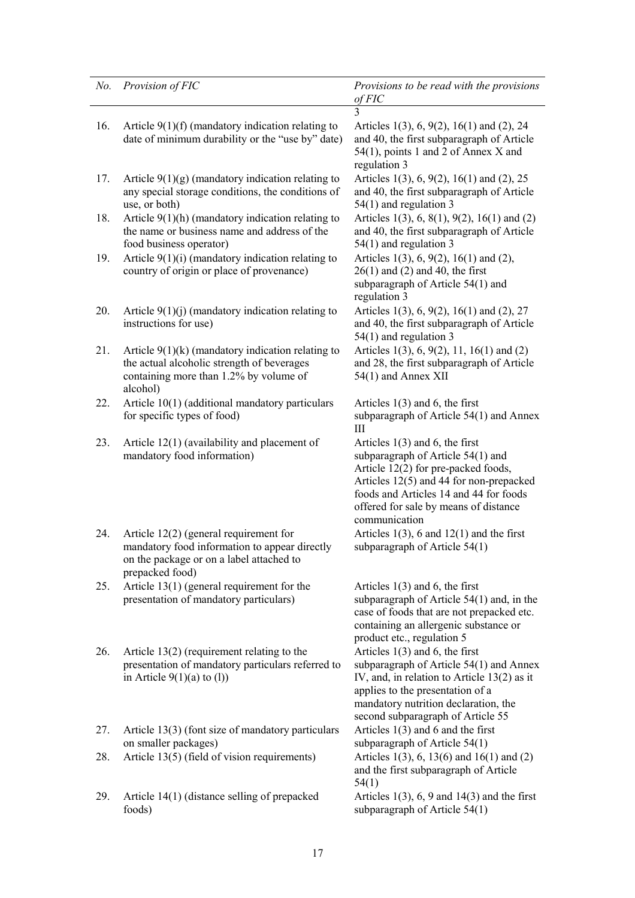| *No.* | *Provision of FIC* | *Provisions to be read with the provisions of FIC* |
|---|---|---|
| | | 3 |
| 16. | Article 9(1)(f) (mandatory indication relating to date of minimum durability or the "use by" date) | Articles 1(3), 6, 9(2), 16(1) and (2), 24 and 40, the first subparagraph of Article 54(1), points 1 and 2 of Annex X and regulation 3 |
| 17. | Article 9(1)(g) (mandatory indication relating to any special storage conditions, the conditions of use, or both) | Articles 1(3), 6, 9(2), 16(1) and (2), 25 and 40, the first subparagraph of Article 54(1) and regulation 3 |
| 18. | Article 9(1)(h) (mandatory indication relating to the name or business name and address of the food business operator) | Articles 1(3), 6, 8(1), 9(2), 16(1) and (2) and 40, the first subparagraph of Article 54(1) and regulation 3 |
| 19. | Article 9(1)(i) (mandatory indication relating to country of origin or place of provenance) | Articles 1(3), 6, 9(2), 16(1) and (2), 26(1) and (2) and 40, the first subparagraph of Article 54(1) and regulation 3 |
| 20. | Article 9(1)(j) (mandatory indication relating to instructions for use) | Articles 1(3), 6, 9(2), 16(1) and (2), 27 and 40, the first subparagraph of Article 54(1) and regulation 3 |
| 21. | Article 9(1)(k) (mandatory indication relating to the actual alcoholic strength of beverages containing more than 1.2% by volume of alcohol) | Articles 1(3), 6, 9(2), 11, 16(1) and (2) and 28, the first subparagraph of Article 54(1) and Annex XII |
| 22. | Article 10(1) (additional mandatory particulars for specific types of food) | Articles 1(3) and 6, the first subparagraph of Article 54(1) and Annex III |
| 23. | Article 12(1) (availability and placement of mandatory food information) | Articles 1(3) and 6, the first subparagraph of Article 54(1) and Article 12(2) for pre-packed foods, Articles 12(5) and 44 for non-prepacked foods and Articles 14 and 44 for foods offered for sale by means of distance communication |
| 24. | Article 12(2) (general requirement for mandatory food information to appear directly on the package or on a label attached to prepacked food) | Articles 1(3), 6 and 12(1) and the first subparagraph of Article 54(1) |
| 25. | Article 13(1) (general requirement for the presentation of mandatory particulars) | Articles 1(3) and 6, the first subparagraph of Article 54(1) and, in the case of foods that are not prepacked etc. containing an allergenic substance or product etc., regulation 5 |
| 26. | Article 13(2) (requirement relating to the presentation of mandatory particulars referred to in Article 9(1)(a) to (l)) | Articles 1(3) and 6, the first subparagraph of Article 54(1) and Annex IV, and, in relation to Article 13(2) as it applies to the presentation of a mandatory nutrition declaration, the second subparagraph of Article 55 |
| 27. | Article 13(3) (font size of mandatory particulars on smaller packages) | Articles 1(3) and 6 and the first subparagraph of Article 54(1) |
| 28. | Article 13(5) (field of vision requirements) | Articles 1(3), 6, 13(6) and 16(1) and (2) and the first subparagraph of Article 54(1) |
| 29. | Article 14(1) (distance selling of prepacked foods) | Articles 1(3), 6, 9 and 14(3) and the first subparagraph of Article 54(1) |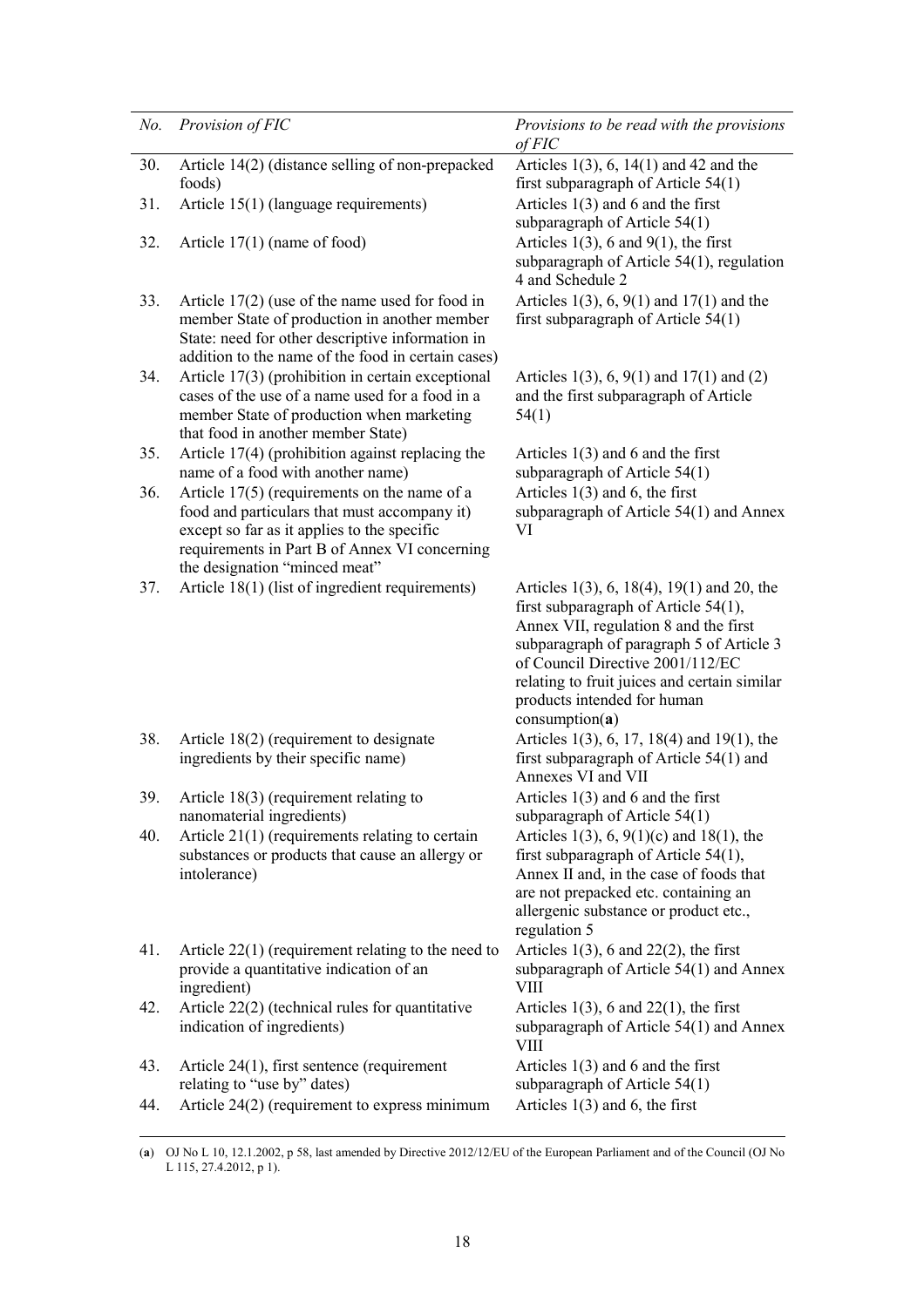| *No.* | *Provision of FIC* | *Provisions to be read with the provisions of FIC* |
|---|---|---|
| 30. | Article 14(2) (distance selling of non-prepacked foods) | Articles 1(3), 6, 14(1) and 42 and the first subparagraph of Article 54(1) |
| 31. | Article 15(1) (language requirements) | Articles 1(3) and 6 and the first subparagraph of Article 54(1) |
| 32. | Article 17(1) (name of food) | Articles 1(3), 6 and 9(1), the first subparagraph of Article 54(1), regulation 4 and Schedule 2 |
| 33. | Article 17(2) (use of the name used for food in member State of production in another member State: need for other descriptive information in addition to the name of the food in certain cases) | Articles 1(3), 6, 9(1) and 17(1) and the first subparagraph of Article 54(1) |
| 34. | Article 17(3) (prohibition in certain exceptional cases of the use of a name used for a food in a member State of production when marketing that food in another member State) | Articles 1(3), 6, 9(1) and 17(1) and (2) and the first subparagraph of Article 54(1) |
| 35. | Article 17(4) (prohibition against replacing the name of a food with another name) | Articles 1(3) and 6 and the first subparagraph of Article 54(1) |
| 36. | Article 17(5) (requirements on the name of a food and particulars that must accompany it) except so far as it applies to the specific requirements in Part B of Annex VI concerning the designation "minced meat" | Articles 1(3) and 6, the first subparagraph of Article 54(1) and Annex VI |
| 37. | Article 18(1) (list of ingredient requirements) | Articles 1(3), 6, 18(4), 19(1) and 20, the first subparagraph of Article 54(1), Annex VII, regulation 8 and the first subparagraph of paragraph 5 of Article 3 of Council Directive 2001/112/EC relating to fruit juices and certain similar products intended for human consumption(**a**) |
| 38. | Article 18(2) (requirement to designate ingredients by their specific name) | Articles 1(3), 6, 17, 18(4) and 19(1), the first subparagraph of Article 54(1) and Annexes VI and VII |
| 39. | Article 18(3) (requirement relating to nanomaterial ingredients) | Articles 1(3) and 6 and the first subparagraph of Article 54(1) |
| 40. | Article 21(1) (requirements relating to certain substances or products that cause an allergy or intolerance) | Articles 1(3), 6, 9(1)(c) and 18(1), the first subparagraph of Article 54(1), Annex II and, in the case of foods that are not prepacked etc. containing an allergenic substance or product etc., regulation 5 |
| 41. | Article 22(1) (requirement relating to the need to provide a quantitative indication of an ingredient) | Articles 1(3), 6 and 22(2), the first subparagraph of Article 54(1) and Annex VIII |
| 42. | Article 22(2) (technical rules for quantitative indication of ingredients) | Articles 1(3), 6 and 22(1), the first subparagraph of Article 54(1) and Annex VIII |
| 43. | Article 24(1), first sentence (requirement relating to "use by" dates) | Articles 1(3) and 6 and the first subparagraph of Article 54(1) |
| 44. | Article 24(2) (requirement to express minimum | Articles 1(3) and 6, the first |

(**a**) OJ No L 10, 12.1.2002, p 58, last amended by Directive 2012/12/EU of the European Parliament and of the Council (OJ No L 115, 27.4.2012, p 1).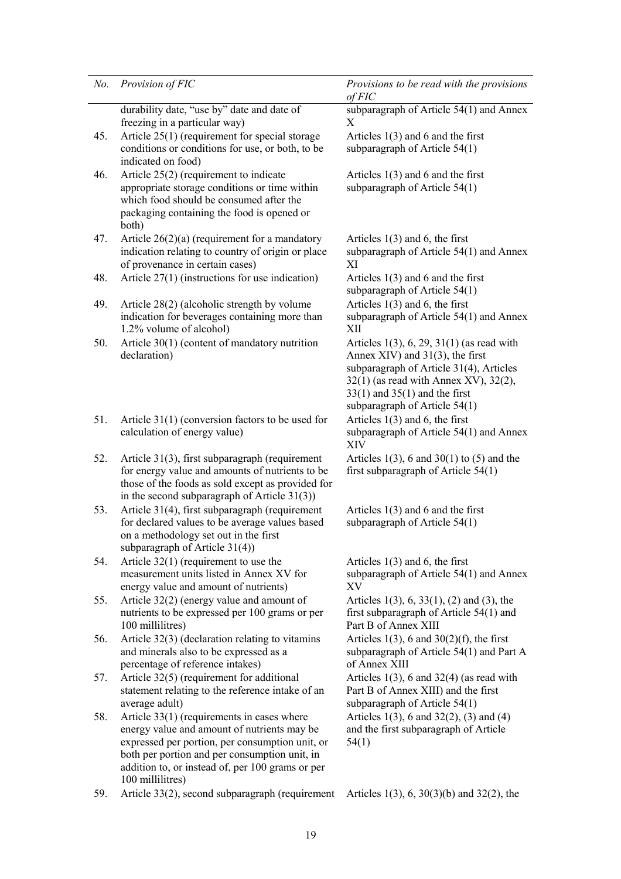| No. | Provision of FIC | Provisions to be read with the provisions of FIC |
|---|---|---|
| | durability date, "use by" date and date of freezing in a particular way) | subparagraph of Article 54(1) and Annex X |
| 45. | Article 25(1) (requirement for special storage conditions or conditions for use, or both, to be indicated on food) | Articles 1(3) and 6 and the first subparagraph of Article 54(1) |
| 46. | Article 25(2) (requirement to indicate appropriate storage conditions or time within which food should be consumed after the packaging containing the food is opened or both) | Articles 1(3) and 6 and the first subparagraph of Article 54(1) |
| 47. | Article 26(2)(a) (requirement for a mandatory indication relating to country of origin or place of provenance in certain cases) | Articles 1(3) and 6, the first subparagraph of Article 54(1) and Annex XI |
| 48. | Article 27(1) (instructions for use indication) | Articles 1(3) and 6 and the first subparagraph of Article 54(1) |
| 49. | Article 28(2) (alcoholic strength by volume indication for beverages containing more than 1.2% volume of alcohol) | Articles 1(3) and 6, the first subparagraph of Article 54(1) and Annex XII |
| 50. | Article 30(1) (content of mandatory nutrition declaration) | Articles 1(3), 6, 29, 31(1) (as read with Annex XIV) and 31(3), the first subparagraph of Article 31(4), Articles 32(1) (as read with Annex XV), 32(2), 33(1) and 35(1) and the first subparagraph of Article 54(1) |
| 51. | Article 31(1) (conversion factors to be used for calculation of energy value) | Articles 1(3) and 6, the first subparagraph of Article 54(1) and Annex XIV |
| 52. | Article 31(3), first subparagraph (requirement for energy value and amounts of nutrients to be those of the foods as sold except as provided for in the second subparagraph of Article 31(3)) | Articles 1(3), 6 and 30(1) to (5) and the first subparagraph of Article 54(1) |
| 53. | Article 31(4), first subparagraph (requirement for declared values to be average values based on a methodology set out in the first subparagraph of Article 31(4)) | Articles 1(3) and 6 and the first subparagraph of Article 54(1) |
| 54. | Article 32(1) (requirement to use the measurement units listed in Annex XV for energy value and amount of nutrients) | Articles 1(3) and 6, the first subparagraph of Article 54(1) and Annex XV |
| 55. | Article 32(2) (energy value and amount of nutrients to be expressed per 100 grams or per 100 millilitres) | Articles 1(3), 6, 33(1), (2) and (3), the first subparagraph of Article 54(1) and Part B of Annex XIII |
| 56. | Article 32(3) (declaration relating to vitamins and minerals also to be expressed as a percentage of reference intakes) | Articles 1(3), 6 and 30(2)(f), the first subparagraph of Article 54(1) and Part A of Annex XIII |
| 57. | Article 32(5) (requirement for additional statement relating to the reference intake of an average adult) | Articles 1(3), 6 and 32(4) (as read with Part B of Annex XIII) and the first subparagraph of Article 54(1) |
| 58. | Article 33(1) (requirements in cases where energy value and amount of nutrients may be expressed per portion, per consumption unit, or both per portion and per consumption unit, in addition to, or instead of, per 100 grams or per 100 millilitres) | Articles 1(3), 6 and 32(2), (3) and (4) and the first subparagraph of Article 54(1) |
| 59. | Article 33(2), second subparagraph (requirement | Articles 1(3), 6, 30(3)(b) and 32(2), the |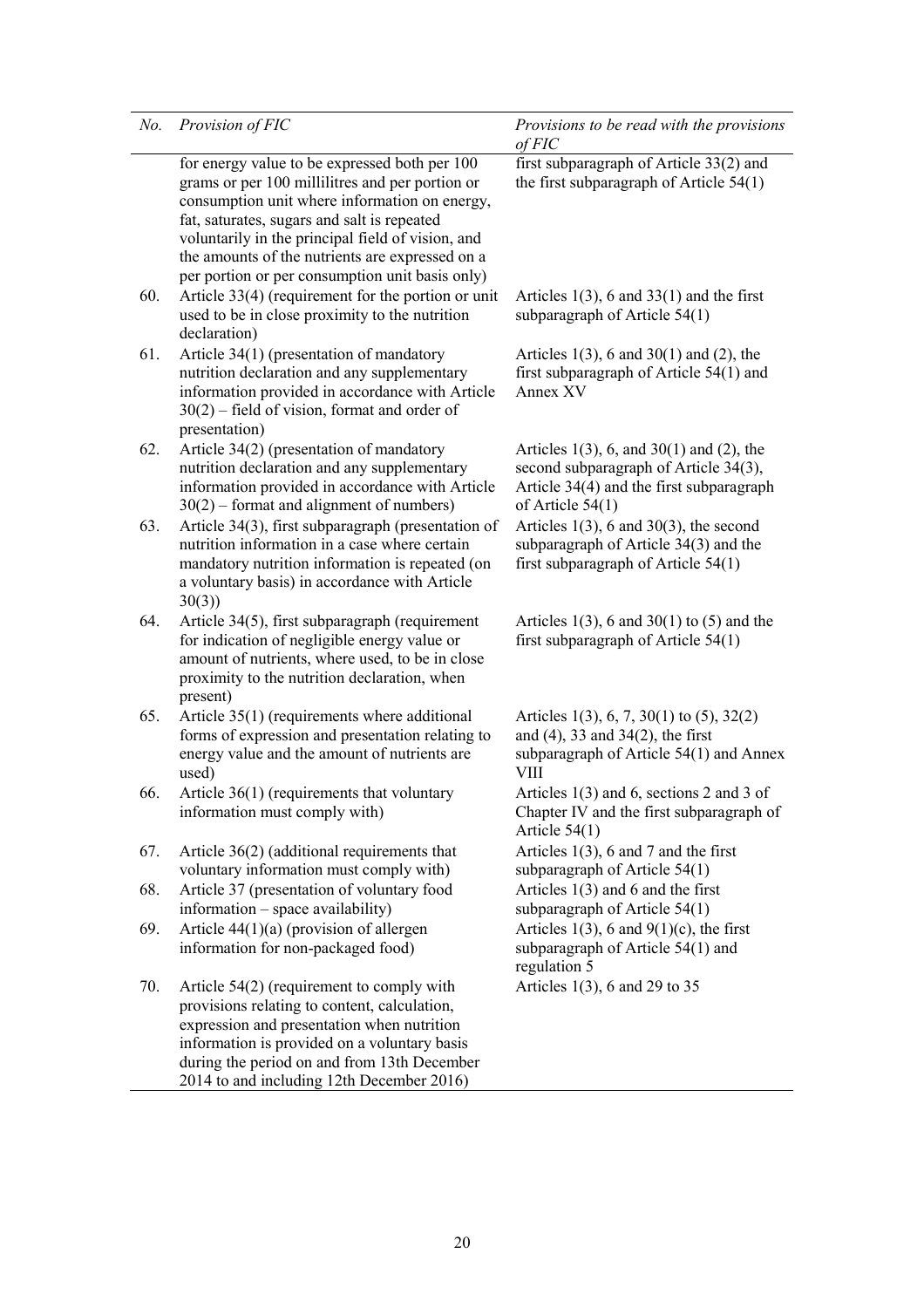| No. | Provision of FIC | Provisions to be read with the provisions of FIC |
|---|---|---|
| | for energy value to be expressed both per 100 grams or per 100 millilitres and per portion or consumption unit where information on energy, fat, saturates, sugars and salt is repeated voluntarily in the principal field of vision, and the amounts of the nutrients are expressed on a per portion or per consumption unit basis only) | first subparagraph of Article 33(2) and the first subparagraph of Article 54(1) |
| 60. | Article 33(4) (requirement for the portion or unit used to be in close proximity to the nutrition declaration) | Articles 1(3), 6 and 33(1) and the first subparagraph of Article 54(1) |
| 61. | Article 34(1) (presentation of mandatory nutrition declaration and any supplementary information provided in accordance with Article 30(2) – field of vision, format and order of presentation) | Articles 1(3), 6 and 30(1) and (2), the first subparagraph of Article 54(1) and Annex XV |
| 62. | Article 34(2) (presentation of mandatory nutrition declaration and any supplementary information provided in accordance with Article 30(2) – format and alignment of numbers) | Articles 1(3), 6, and 30(1) and (2), the second subparagraph of Article 34(3), Article 34(4) and the first subparagraph of Article 54(1) |
| 63. | Article 34(3), first subparagraph (presentation of nutrition information in a case where certain mandatory nutrition information is repeated (on a voluntary basis) in accordance with Article 30(3)) | Articles 1(3), 6 and 30(3), the second subparagraph of Article 34(3) and the first subparagraph of Article 54(1) |
| 64. | Article 34(5), first subparagraph (requirement for indication of negligible energy value or amount of nutrients, where used, to be in close proximity to the nutrition declaration, when present) | Articles 1(3), 6 and 30(1) to (5) and the first subparagraph of Article 54(1) |
| 65. | Article 35(1) (requirements where additional forms of expression and presentation relating to energy value and the amount of nutrients are used) | Articles 1(3), 6, 7, 30(1) to (5), 32(2) and (4), 33 and 34(2), the first subparagraph of Article 54(1) and Annex VIII |
| 66. | Article 36(1) (requirements that voluntary information must comply with) | Articles 1(3) and 6, sections 2 and 3 of Chapter IV and the first subparagraph of Article 54(1) |
| 67. | Article 36(2) (additional requirements that voluntary information must comply with) | Articles 1(3), 6 and 7 and the first subparagraph of Article 54(1) |
| 68. | Article 37 (presentation of voluntary food information – space availability) | Articles 1(3) and 6 and the first subparagraph of Article 54(1) |
| 69. | Article 44(1)(a) (provision of allergen information for non-packaged food) | Articles 1(3), 6 and 9(1)(c), the first subparagraph of Article 54(1) and regulation 5 |
| 70. | Article 54(2) (requirement to comply with provisions relating to content, calculation, expression and presentation when nutrition information is provided on a voluntary basis during the period on and from 13th December 2014 to and including 12th December 2016) | Articles 1(3), 6 and 29 to 35 |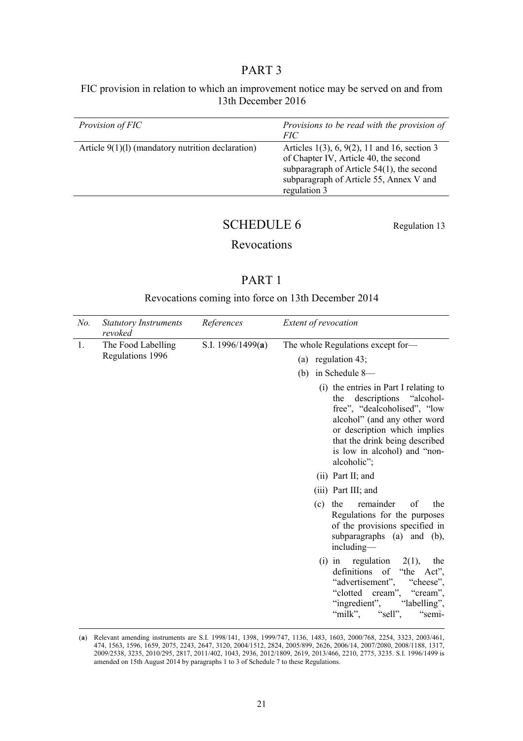## PART 3

FIC provision in relation to which an improvement notice may be served on and from 13th December 2016

| *Provision of FIC* | *Provisions to be read with the provision of FIC* |
|---|---|
| Article 9(1)(l) (mandatory nutrition declaration) | Articles 1(3), 6, 9(2), 11 and 16, section 3 of Chapter IV, Article 40, the second subparagraph of Article 54(1), the second subparagraph of Article 55, Annex V and regulation 3 |

# SCHEDULE 6

Regulation 13

## Revocations

## PART 1

Revocations coming into force on 13th December 2014

| *No.* | *Statutory Instruments revoked* | *References* | *Extent of revocation* |
|---|---|---|---|
| 1. | The Food Labelling Regulations 1996 | S.I. 1996/1499(a) | The whole Regulations except for— (a) regulation 43; (b) in Schedule 8— (i) the entries in Part I relating to the descriptions "alcohol-free", "dealcoholised", "low alcohol" (and any other word or description which implies that the drink being described is low in alcohol) and "non-alcoholic"; (ii) Part II; and (iii) Part III; and (c) the remainder of the Regulations for the purposes of the provisions specified in subparagraphs (a) and (b), including— (i) in regulation 2(1), the definitions of "the Act", "advertisement", "cheese", "clotted cream", "cream", "ingredient", "labelling", "milk", "sell", "semi- |

(a) Relevant amending instruments are S.I. 1998/141, 1398, 1999/747, 1136, 1483, 1603, 2000/768, 2254, 3323, 2003/461, 474, 1563, 1596, 1659, 2075, 2243, 2647, 3120, 2004/1512, 2824, 2005/899, 2626, 2006/14, 2007/2080, 2008/1188, 1317, 2009/2538, 3235, 2010/295, 2817, 2011/402, 1043, 2936, 2012/1809, 2619, 2013/466, 2210, 2775, 3235. S.I. 1996/1499 is amended on 15th August 2014 by paragraphs 1 to 3 of Schedule 7 to these Regulations.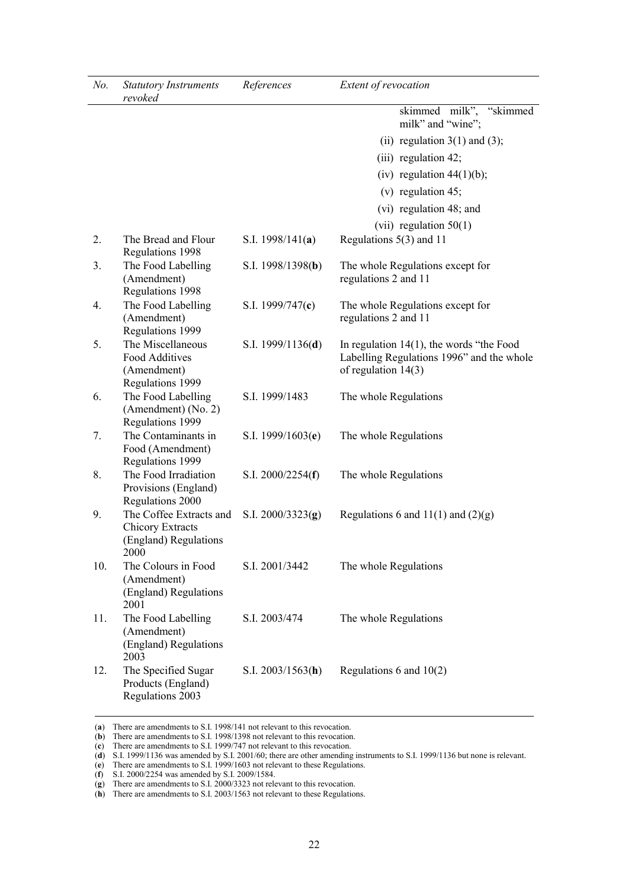| No. | *Statutory Instruments revoked* | *References* | *Extent of revocation* |
|---|---|---|---|
| | | | skimmed milk", "skimmed milk" and "wine";<br>(ii) regulation 3(1) and (3);<br>(iii) regulation 42;<br>(iv) regulation 44(1)(b);<br>(v) regulation 45;<br>(vi) regulation 48; and<br>(vii) regulation 50(1) |
| 2. | The Bread and Flour Regulations 1998 | S.I. 1998/141(**a**) | Regulations 5(3) and 11 |
| 3. | The Food Labelling (Amendment) Regulations 1998 | S.I. 1998/1398(**b**) | The whole Regulations except for regulations 2 and 11 |
| 4. | The Food Labelling (Amendment) Regulations 1999 | S.I. 1999/747(**c**) | The whole Regulations except for regulations 2 and 11 |
| 5. | The Miscellaneous Food Additives (Amendment) Regulations 1999 | S.I. 1999/1136(**d**) | In regulation 14(1), the words "the Food Labelling Regulations 1996" and the whole of regulation 14(3) |
| 6. | The Food Labelling (Amendment) (No. 2) Regulations 1999 | S.I. 1999/1483 | The whole Regulations |
| 7. | The Contaminants in Food (Amendment) Regulations 1999 | S.I. 1999/1603(**e**) | The whole Regulations |
| 8. | The Food Irradiation Provisions (England) Regulations 2000 | S.I. 2000/2254(**f**) | The whole Regulations |
| 9. | The Coffee Extracts and Chicory Extracts (England) Regulations 2000 | S.I. 2000/3323(**g**) | Regulations 6 and 11(1) and (2)(g) |
| 10. | The Colours in Food (Amendment) (England) Regulations 2001 | S.I. 2001/3442 | The whole Regulations |
| 11. | The Food Labelling (Amendment) (England) Regulations 2003 | S.I. 2003/474 | The whole Regulations |
| 12. | The Specified Sugar Products (England) Regulations 2003 | S.I. 2003/1563(**h**) | Regulations 6 and 10(2) |

(**a**) There are amendments to S.I. 1998/141 not relevant to this revocation.
(**b**) There are amendments to S.I. 1998/1398 not relevant to this revocation.
(**c**) There are amendments to S.I. 1999/747 not relevant to this revocation.
(**d**) S.I. 1999/1136 was amended by S.I. 2001/60; there are other amending instruments to S.I. 1999/1136 but none is relevant.
(**e**) There are amendments to S.I. 1999/1603 not relevant to these Regulations.
(**f**) S.I. 2000/2254 was amended by S.I. 2009/1584.
(**g**) There are amendments to S.I. 2000/3323 not relevant to this revocation.
(**h**) There are amendments to S.I. 2003/1563 not relevant to these Regulations.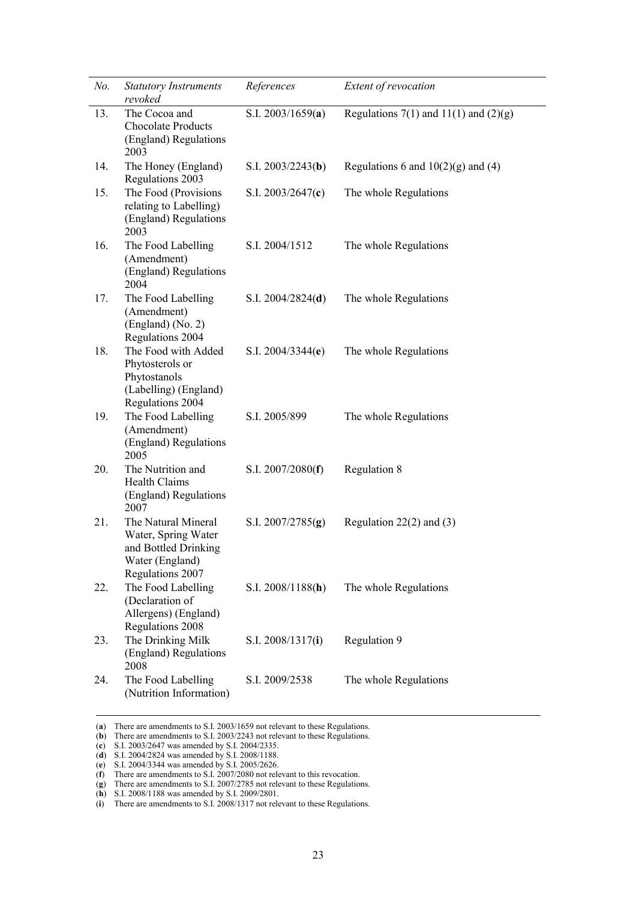| *No.* | *Statutory Instruments revoked* | *References* | *Extent of revocation* |
|---|---|---|---|
| 13. | The Cocoa and Chocolate Products (England) Regulations 2003 | S.I. 2003/1659(**a**) | Regulations 7(1) and 11(1) and (2)(g) |
| 14. | The Honey (England) Regulations 2003 | S.I. 2003/2243(**b**) | Regulations 6 and 10(2)(g) and (4) |
| 15. | The Food (Provisions relating to Labelling) (England) Regulations 2003 | S.I. 2003/2647(**c**) | The whole Regulations |
| 16. | The Food Labelling (Amendment) (England) Regulations 2004 | S.I. 2004/1512 | The whole Regulations |
| 17. | The Food Labelling (Amendment) (England) (No. 2) Regulations 2004 | S.I. 2004/2824(**d**) | The whole Regulations |
| 18. | The Food with Added Phytosterols or Phytostanols (Labelling) (England) Regulations 2004 | S.I. 2004/3344(**e**) | The whole Regulations |
| 19. | The Food Labelling (Amendment) (England) Regulations 2005 | S.I. 2005/899 | The whole Regulations |
| 20. | The Nutrition and Health Claims (England) Regulations 2007 | S.I. 2007/2080(**f**) | Regulation 8 |
| 21. | The Natural Mineral Water, Spring Water and Bottled Drinking Water (England) Regulations 2007 | S.I. 2007/2785(**g**) | Regulation 22(2) and (3) |
| 22. | The Food Labelling (Declaration of Allergens) (England) Regulations 2008 | S.I. 2008/1188(**h**) | The whole Regulations |
| 23. | The Drinking Milk (England) Regulations 2008 | S.I. 2008/1317(**i**) | Regulation 9 |
| 24. | The Food Labelling (Nutrition Information) | S.I. 2009/2538 | The whole Regulations |

(**a**) There are amendments to S.I. 2003/1659 not relevant to these Regulations.
(**b**) There are amendments to S.I. 2003/2243 not relevant to these Regulations.
(**c**) S.I. 2003/2647 was amended by S.I. 2004/2335.
(**d**) S.I. 2004/2824 was amended by S.I. 2008/1188.
(**e**) S.I. 2004/3344 was amended by S.I. 2005/2626.
(**f**) There are amendments to S.I. 2007/2080 not relevant to this revocation.
(**g**) There are amendments to S.I. 2007/2785 not relevant to these Regulations.
(**h**) S.I. 2008/1188 was amended by S.I. 2009/2801.
(**i**) There are amendments to S.I. 2008/1317 not relevant to these Regulations.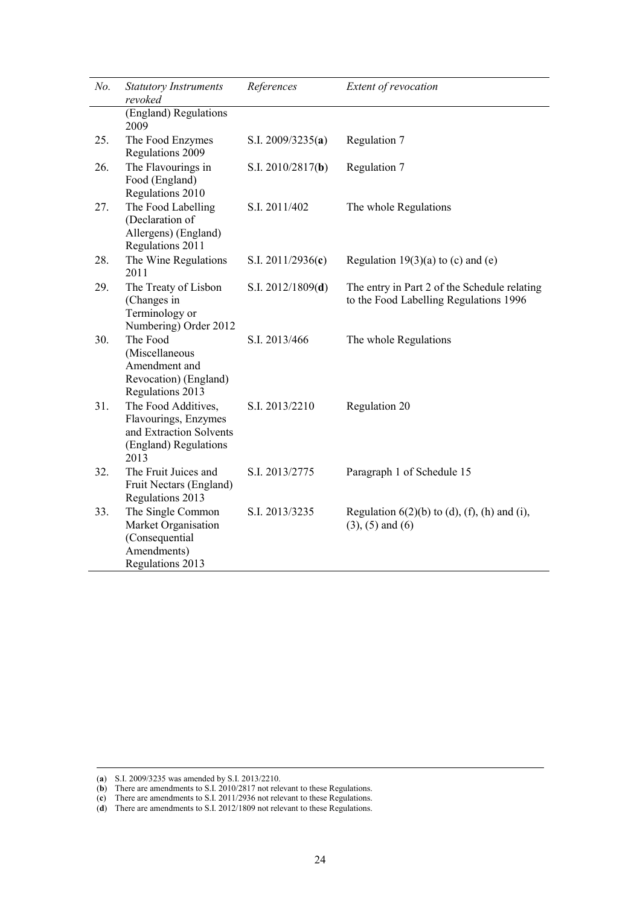| *No.* | *Statutory Instruments revoked* | *References* | *Extent of revocation* |
|---|---|---|---|
| | (England) Regulations 2009 | | |
| 25. | The Food Enzymes Regulations 2009 | S.I. 2009/3235(**a**) | Regulation 7 |
| 26. | The Flavourings in Food (England) Regulations 2010 | S.I. 2010/2817(**b**) | Regulation 7 |
| 27. | The Food Labelling (Declaration of Allergens) (England) Regulations 2011 | S.I. 2011/402 | The whole Regulations |
| 28. | The Wine Regulations 2011 | S.I. 2011/2936(**c**) | Regulation 19(3)(a) to (c) and (e) |
| 29. | The Treaty of Lisbon (Changes in Terminology or Numbering) Order 2012 | S.I. 2012/1809(**d**) | The entry in Part 2 of the Schedule relating to the Food Labelling Regulations 1996 |
| 30. | The Food (Miscellaneous Amendment and Revocation) (England) Regulations 2013 | S.I. 2013/466 | The whole Regulations |
| 31. | The Food Additives, Flavourings, Enzymes and Extraction Solvents (England) Regulations 2013 | S.I. 2013/2210 | Regulation 20 |
| 32. | The Fruit Juices and Fruit Nectars (England) Regulations 2013 | S.I. 2013/2775 | Paragraph 1 of Schedule 15 |
| 33. | The Single Common Market Organisation (Consequential Amendments) Regulations 2013 | S.I. 2013/3235 | Regulation 6(2)(b) to (d), (f), (h) and (i), (3), (5) and (6) |

---

(**a**) S.I. 2009/3235 was amended by S.I. 2013/2210.
(**b**) There are amendments to S.I. 2010/2817 not relevant to these Regulations.
(**c**) There are amendments to S.I. 2011/2936 not relevant to these Regulations.
(**d**) There are amendments to S.I. 2012/1809 not relevant to these Regulations.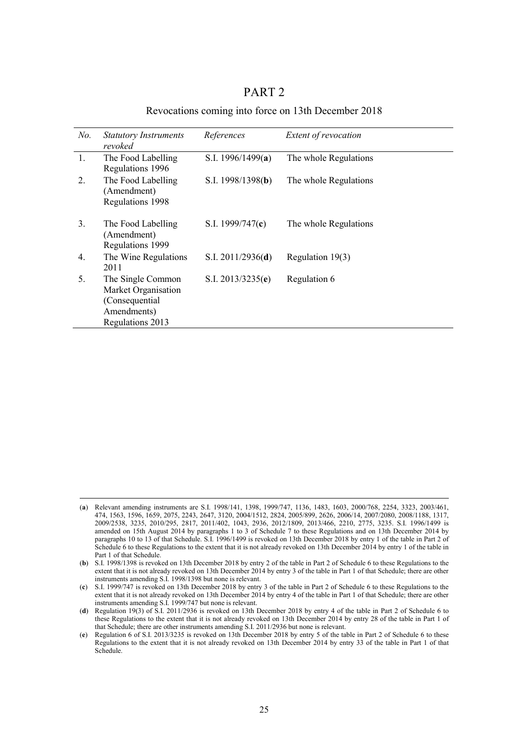## PART 2

### Revocations coming into force on 13th December 2018

| *No.* | *Statutory Instruments revoked* | *References* | *Extent of revocation* |
|---|---|---|---|
| 1. | The Food Labelling Regulations 1996 | S.I. 1996/1499(**a**) | The whole Regulations |
| 2. | The Food Labelling (Amendment) Regulations 1998 | S.I. 1998/1398(**b**) | The whole Regulations |
| 3. | The Food Labelling (Amendment) Regulations 1999 | S.I. 1999/747(**c**) | The whole Regulations |
| 4. | The Wine Regulations 2011 | S.I. 2011/2936(**d**) | Regulation 19(3) |
| 5. | The Single Common Market Organisation (Consequential Amendments) Regulations 2013 | S.I. 2013/3235(**e**) | Regulation 6 |

---

(**a**) Relevant amending instruments are S.I. 1998/141, 1398, 1999/747, 1136, 1483, 1603, 2000/768, 2254, 3323, 2003/461, 474, 1563, 1596, 1659, 2075, 2243, 2647, 3120, 2004/1512, 2824, 2005/899, 2626, 2006/14, 2007/2080, 2008/1188, 1317, 2009/2538, 3235, 2010/295, 2817, 2011/402, 1043, 2936, 2012/1809, 2013/466, 2210, 2775, 3235. S.I. 1996/1499 is amended on 15th August 2014 by paragraphs 1 to 3 of Schedule 7 to these Regulations and on 13th December 2014 by paragraphs 10 to 13 of that Schedule. S.I. 1996/1499 is revoked on 13th December 2018 by entry 1 of the table in Part 2 of Schedule 6 to these Regulations to the extent that it is not already revoked on 13th December 2014 by entry 1 of the table in Part 1 of that Schedule.

(**b**) S.I. 1998/1398 is revoked on 13th December 2018 by entry 2 of the table in Part 2 of Schedule 6 to these Regulations to the extent that it is not already revoked on 13th December 2014 by entry 3 of the table in Part 1 of that Schedule; there are other instruments amending S.I. 1998/1398 but none is relevant.

(**c**) S.I. 1999/747 is revoked on 13th December 2018 by entry 3 of the table in Part 2 of Schedule 6 to these Regulations to the extent that it is not already revoked on 13th December 2014 by entry 4 of the table in Part 1 of that Schedule; there are other instruments amending S.I. 1999/747 but none is relevant.

(**d**) Regulation 19(3) of S.I. 2011/2936 is revoked on 13th December 2018 by entry 4 of the table in Part 2 of Schedule 6 to these Regulations to the extent that it is not already revoked on 13th December 2014 by entry 28 of the table in Part 1 of that Schedule; there are other instruments amending S.I. 2011/2936 but none is relevant.

(**e**) Regulation 6 of S.I. 2013/3235 is revoked on 13th December 2018 by entry 5 of the table in Part 2 of Schedule 6 to these Regulations to the extent that it is not already revoked on 13th December 2014 by entry 33 of the table in Part 1 of that Schedule.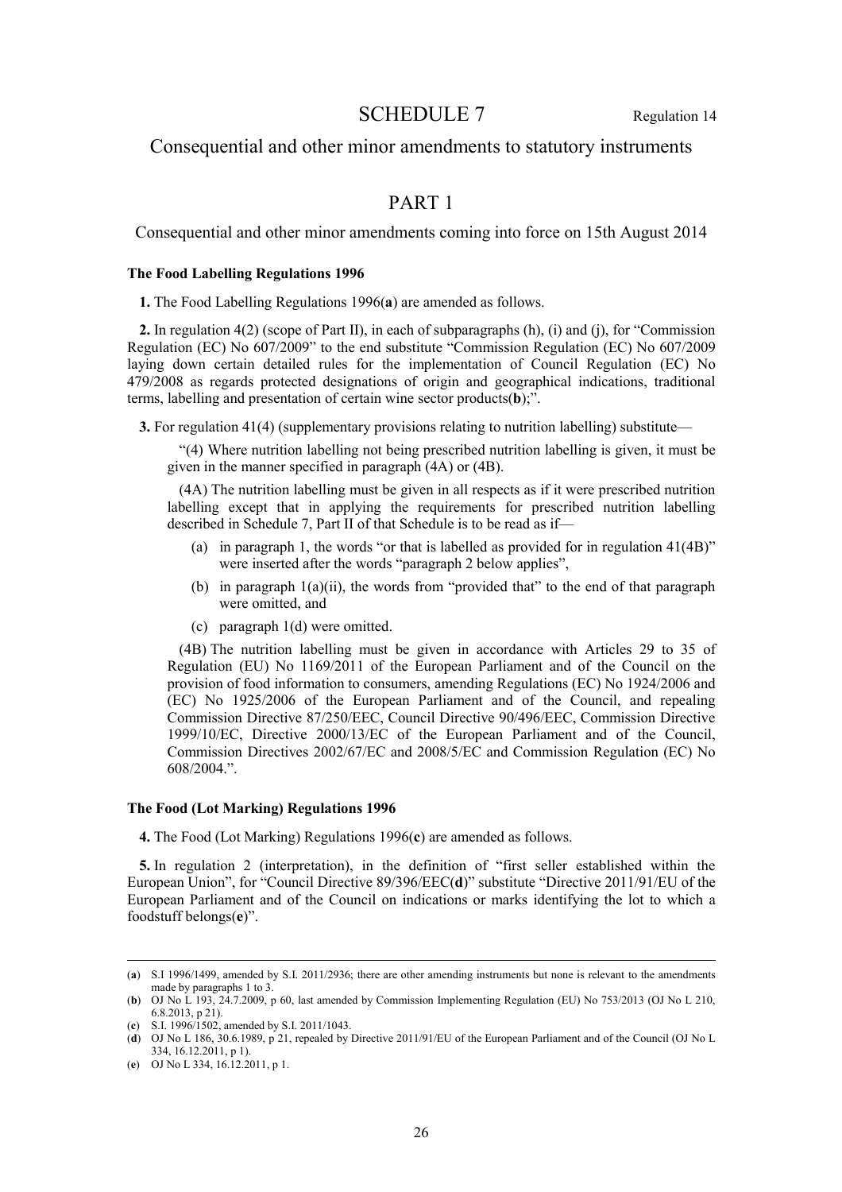# SCHEDULE 7

Regulation 14

## Consequential and other minor amendments to statutory instruments

## PART 1

### Consequential and other minor amendments coming into force on 15th August 2014

**The Food Labelling Regulations 1996**

**1.** The Food Labelling Regulations 1996(**a**) are amended as follows.

**2.** In regulation 4(2) (scope of Part II), in each of subparagraphs (h), (i) and (j), for "Commission Regulation (EC) No 607/2009" to the end substitute "Commission Regulation (EC) No 607/2009 laying down certain detailed rules for the implementation of Council Regulation (EC) No 479/2008 as regards protected designations of origin and geographical indications, traditional terms, labelling and presentation of certain wine sector products(**b**);".

**3.** For regulation 41(4) (supplementary provisions relating to nutrition labelling) substitute—

"(4) Where nutrition labelling not being prescribed nutrition labelling is given, it must be given in the manner specified in paragraph (4A) or (4B).

(4A) The nutrition labelling must be given in all respects as if it were prescribed nutrition labelling except that in applying the requirements for prescribed nutrition labelling described in Schedule 7, Part II of that Schedule is to be read as if—

(a) in paragraph 1, the words "or that is labelled as provided for in regulation 41(4B)" were inserted after the words "paragraph 2 below applies",

(b) in paragraph 1(a)(ii), the words from "provided that" to the end of that paragraph were omitted, and

(c) paragraph 1(d) were omitted.

(4B) The nutrition labelling must be given in accordance with Articles 29 to 35 of Regulation (EU) No 1169/2011 of the European Parliament and of the Council on the provision of food information to consumers, amending Regulations (EC) No 1924/2006 and (EC) No 1925/2006 of the European Parliament and of the Council, and repealing Commission Directive 87/250/EEC, Council Directive 90/496/EEC, Commission Directive 1999/10/EC, Directive 2000/13/EC of the European Parliament and of the Council, Commission Directives 2002/67/EC and 2008/5/EC and Commission Regulation (EC) No 608/2004.".

**The Food (Lot Marking) Regulations 1996**

**4.** The Food (Lot Marking) Regulations 1996(**c**) are amended as follows.

**5.** In regulation 2 (interpretation), in the definition of "first seller established within the European Union", for "Council Directive 89/396/EEC(**d**)" substitute "Directive 2011/91/EU of the European Parliament and of the Council on indications or marks identifying the lot to which a foodstuff belongs(**e**)".

---

(**a**) S.I 1996/1499, amended by S.I. 2011/2936; there are other amending instruments but none is relevant to the amendments made by paragraphs 1 to 3.

(**b**) OJ No L 193, 24.7.2009, p 60, last amended by Commission Implementing Regulation (EU) No 753/2013 (OJ No L 210, 6.8.2013, p 21).

(**c**) S.I. 1996/1502, amended by S.I. 2011/1043.

(**d**) OJ No L 186, 30.6.1989, p 21, repealed by Directive 2011/91/EU of the European Parliament and of the Council (OJ No L 334, 16.12.2011, p 1).

(**e**) OJ No L 334, 16.12.2011, p 1.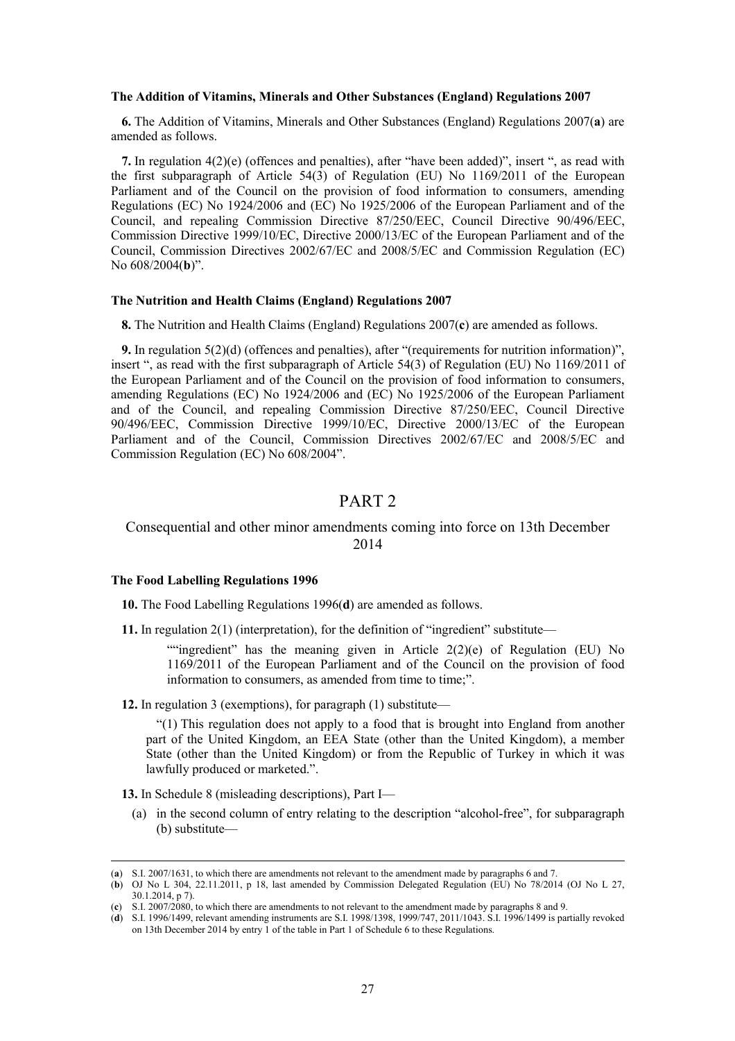**The Addition of Vitamins, Minerals and Other Substances (England) Regulations 2007**

**6.** The Addition of Vitamins, Minerals and Other Substances (England) Regulations 2007(**a**) are amended as follows.

**7.** In regulation 4(2)(e) (offences and penalties), after "have been added)", insert ", as read with the first subparagraph of Article 54(3) of Regulation (EU) No 1169/2011 of the European Parliament and of the Council on the provision of food information to consumers, amending Regulations (EC) No 1924/2006 and (EC) No 1925/2006 of the European Parliament and of the Council, and repealing Commission Directive 87/250/EEC, Council Directive 90/496/EEC, Commission Directive 1999/10/EC, Directive 2000/13/EC of the European Parliament and of the Council, Commission Directives 2002/67/EC and 2008/5/EC and Commission Regulation (EC) No 608/2004(**b**)".

**The Nutrition and Health Claims (England) Regulations 2007**

**8.** The Nutrition and Health Claims (England) Regulations 2007(**c**) are amended as follows.

**9.** In regulation 5(2)(d) (offences and penalties), after "(requirements for nutrition information)", insert ", as read with the first subparagraph of Article 54(3) of Regulation (EU) No 1169/2011 of the European Parliament and of the Council on the provision of food information to consumers, amending Regulations (EC) No 1924/2006 and (EC) No 1925/2006 of the European Parliament and of the Council, and repealing Commission Directive 87/250/EEC, Council Directive 90/496/EEC, Commission Directive 1999/10/EC, Directive 2000/13/EC of the European Parliament and of the Council, Commission Directives 2002/67/EC and 2008/5/EC and Commission Regulation (EC) No 608/2004".

# PART 2

## Consequential and other minor amendments coming into force on 13th December 2014

**The Food Labelling Regulations 1996**

**10.** The Food Labelling Regulations 1996(**d**) are amended as follows.

**11.** In regulation 2(1) (interpretation), for the definition of "ingredient" substitute—

> ""ingredient" has the meaning given in Article 2(2)(e) of Regulation (EU) No 1169/2011 of the European Parliament and of the Council on the provision of food information to consumers, as amended from time to time;".

**12.** In regulation 3 (exemptions), for paragraph (1) substitute—

> "(1) This regulation does not apply to a food that is brought into England from another part of the United Kingdom, an EEA State (other than the United Kingdom), a member State (other than the United Kingdom) or from the Republic of Turkey in which it was lawfully produced or marketed.".

**13.** In Schedule 8 (misleading descriptions), Part I—

(a) in the second column of entry relating to the description "alcohol-free", for subparagraph (b) substitute—

---

(**a**) S.I. 2007/1631, to which there are amendments not relevant to the amendment made by paragraphs 6 and 7.

(**b**) OJ No L 304, 22.11.2011, p 18, last amended by Commission Delegated Regulation (EU) No 78/2014 (OJ No L 27, 30.1.2014, p 7).

(**c**) S.I. 2007/2080, to which there are amendments to not relevant to the amendment made by paragraphs 8 and 9.

(**d**) S.I. 1996/1499, relevant amending instruments are S.I. 1998/1398, 1999/747, 2011/1043. S.I. 1996/1499 is partially revoked on 13th December 2014 by entry 1 of the table in Part 1 of Schedule 6 to these Regulations.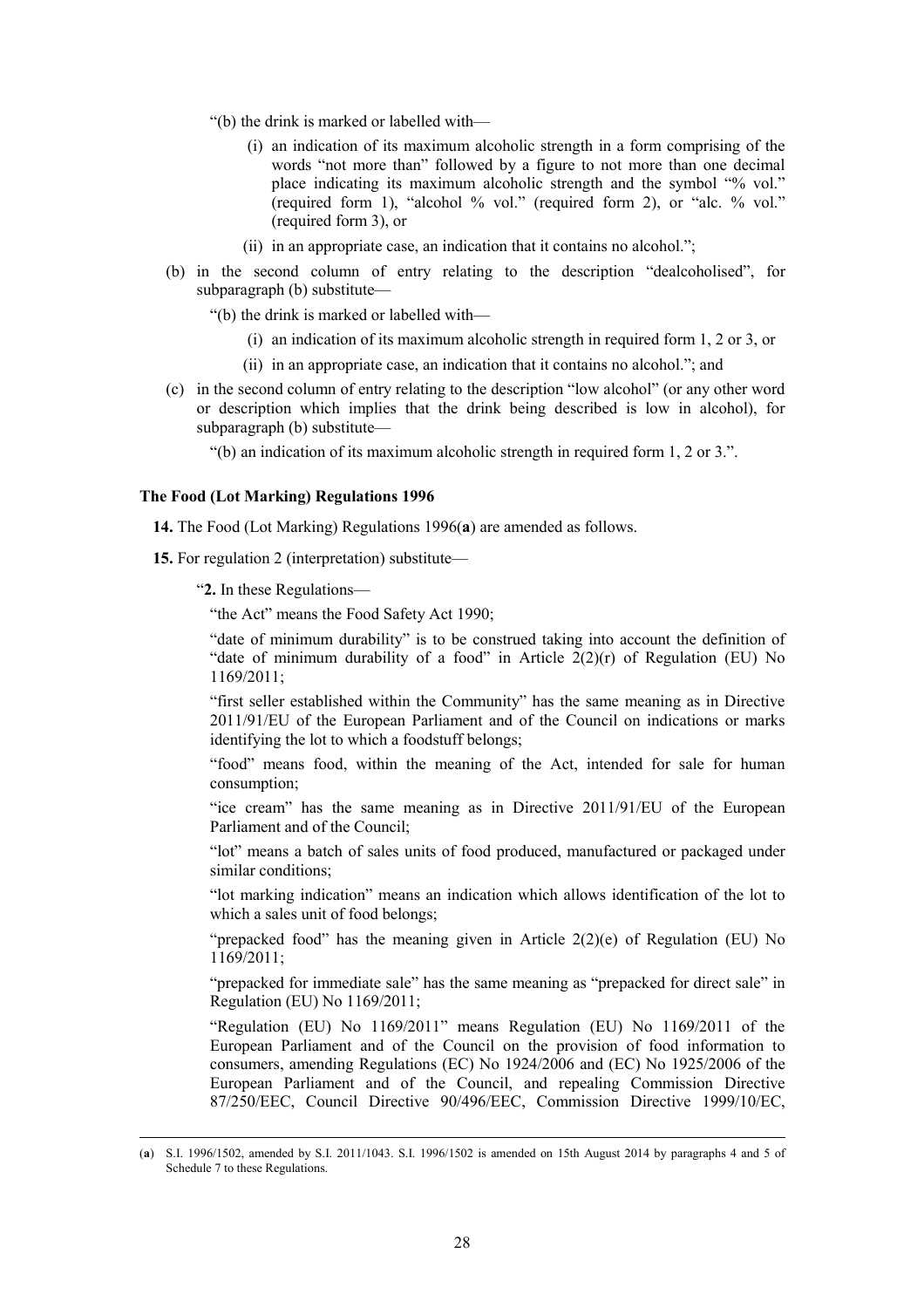"(b) the drink is marked or labelled with—

(i) an indication of its maximum alcoholic strength in a form comprising of the words "not more than" followed by a figure to not more than one decimal place indicating its maximum alcoholic strength and the symbol "% vol." (required form 1), "alcohol % vol." (required form 2), or "alc. % vol." (required form 3), or

(ii) in an appropriate case, an indication that it contains no alcohol.";

(b) in the second column of entry relating to the description "dealcoholised", for subparagraph (b) substitute—

"(b) the drink is marked or labelled with—

(i) an indication of its maximum alcoholic strength in required form 1, 2 or 3, or

(ii) in an appropriate case, an indication that it contains no alcohol."; and

(c) in the second column of entry relating to the description "low alcohol" (or any other word or description which implies that the drink being described is low in alcohol), for subparagraph (b) substitute—

"(b) an indication of its maximum alcoholic strength in required form 1, 2 or 3.".

**The Food (Lot Marking) Regulations 1996**

**14.** The Food (Lot Marking) Regulations 1996(**a**) are amended as follows.

**15.** For regulation 2 (interpretation) substitute—

"**2.** In these Regulations—

"the Act" means the Food Safety Act 1990;

"date of minimum durability" is to be construed taking into account the definition of "date of minimum durability of a food" in Article 2(2)(r) of Regulation (EU) No 1169/2011;

"first seller established within the Community" has the same meaning as in Directive 2011/91/EU of the European Parliament and of the Council on indications or marks identifying the lot to which a foodstuff belongs;

"food" means food, within the meaning of the Act, intended for sale for human consumption;

"ice cream" has the same meaning as in Directive 2011/91/EU of the European Parliament and of the Council;

"lot" means a batch of sales units of food produced, manufactured or packaged under similar conditions;

"lot marking indication" means an indication which allows identification of the lot to which a sales unit of food belongs;

"prepacked food" has the meaning given in Article 2(2)(e) of Regulation (EU) No 1169/2011;

"prepacked for immediate sale" has the same meaning as "prepacked for direct sale" in Regulation (EU) No 1169/2011;

"Regulation (EU) No 1169/2011" means Regulation (EU) No 1169/2011 of the European Parliament and of the Council on the provision of food information to consumers, amending Regulations (EC) No 1924/2006 and (EC) No 1925/2006 of the European Parliament and of the Council, and repealing Commission Directive 87/250/EEC, Council Directive 90/496/EEC, Commission Directive 1999/10/EC,

---

(**a**) S.I. 1996/1502, amended by S.I. 2011/1043. S.I. 1996/1502 is amended on 15th August 2014 by paragraphs 4 and 5 of Schedule 7 to these Regulations.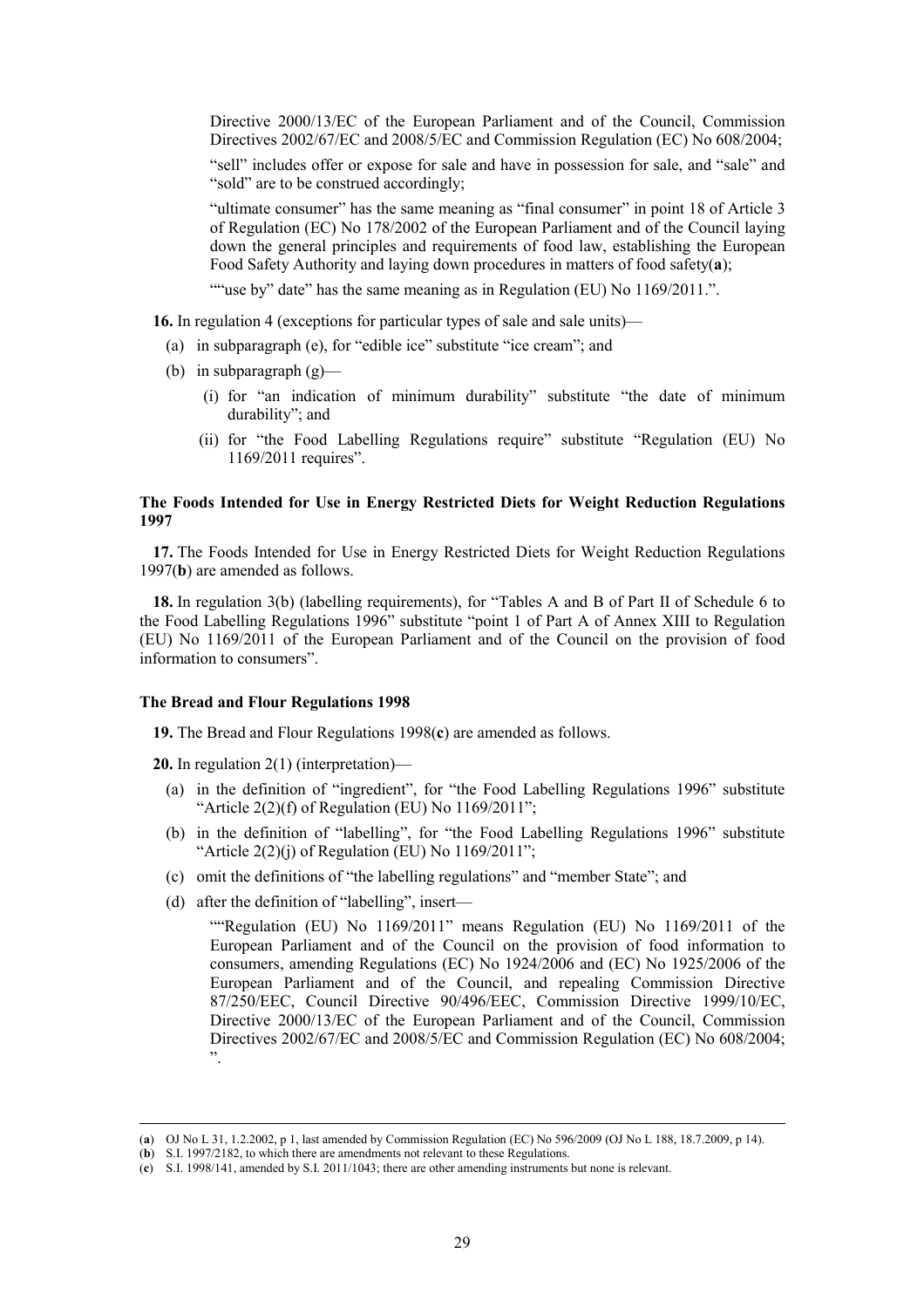Directive 2000/13/EC of the European Parliament and of the Council, Commission Directives 2002/67/EC and 2008/5/EC and Commission Regulation (EC) No 608/2004;

"sell" includes offer or expose for sale and have in possession for sale, and "sale" and "sold" are to be construed accordingly;

"ultimate consumer" has the same meaning as "final consumer" in point 18 of Article 3 of Regulation (EC) No 178/2002 of the European Parliament and of the Council laying down the general principles and requirements of food law, establishing the European Food Safety Authority and laying down procedures in matters of food safety(**a**);

""use by" date" has the same meaning as in Regulation (EU) No 1169/2011.".

**16.** In regulation 4 (exceptions for particular types of sale and sale units)—

- (a) in subparagraph (e), for "edible ice" substitute "ice cream"; and
- (b) in subparagraph (g)—
  - (i) for "an indication of minimum durability" substitute "the date of minimum durability"; and
  - (ii) for "the Food Labelling Regulations require" substitute "Regulation (EU) No 1169/2011 requires".

**The Foods Intended for Use in Energy Restricted Diets for Weight Reduction Regulations 1997**

**17.** The Foods Intended for Use in Energy Restricted Diets for Weight Reduction Regulations 1997(**b**) are amended as follows.

**18.** In regulation 3(b) (labelling requirements), for "Tables A and B of Part II of Schedule 6 to the Food Labelling Regulations 1996" substitute "point 1 of Part A of Annex XIII to Regulation (EU) No 1169/2011 of the European Parliament and of the Council on the provision of food information to consumers".

**The Bread and Flour Regulations 1998**

**19.** The Bread and Flour Regulations 1998(**c**) are amended as follows.

**20.** In regulation 2(1) (interpretation)—

- (a) in the definition of "ingredient", for "the Food Labelling Regulations 1996" substitute "Article 2(2)(f) of Regulation (EU) No 1169/2011";
- (b) in the definition of "labelling", for "the Food Labelling Regulations 1996" substitute "Article 2(2)(j) of Regulation (EU) No 1169/2011";
- (c) omit the definitions of "the labelling regulations" and "member State"; and
- (d) after the definition of "labelling", insert—

  ""Regulation (EU) No 1169/2011" means Regulation (EU) No 1169/2011 of the European Parliament and of the Council on the provision of food information to consumers, amending Regulations (EC) No 1924/2006 and (EC) No 1925/2006 of the European Parliament and of the Council, and repealing Commission Directive 87/250/EEC, Council Directive 90/496/EEC, Commission Directive 1999/10/EC, Directive 2000/13/EC of the European Parliament and of the Council, Commission Directives 2002/67/EC and 2008/5/EC and Commission Regulation (EC) No 608/2004;".

---

(**a**) OJ No L 31, 1.2.2002, p 1, last amended by Commission Regulation (EC) No 596/2009 (OJ No L 188, 18.7.2009, p 14).
(**b**) S.I. 1997/2182, to which there are amendments not relevant to these Regulations.
(**c**) S.I. 1998/141, amended by S.I. 2011/1043; there are other amending instruments but none is relevant.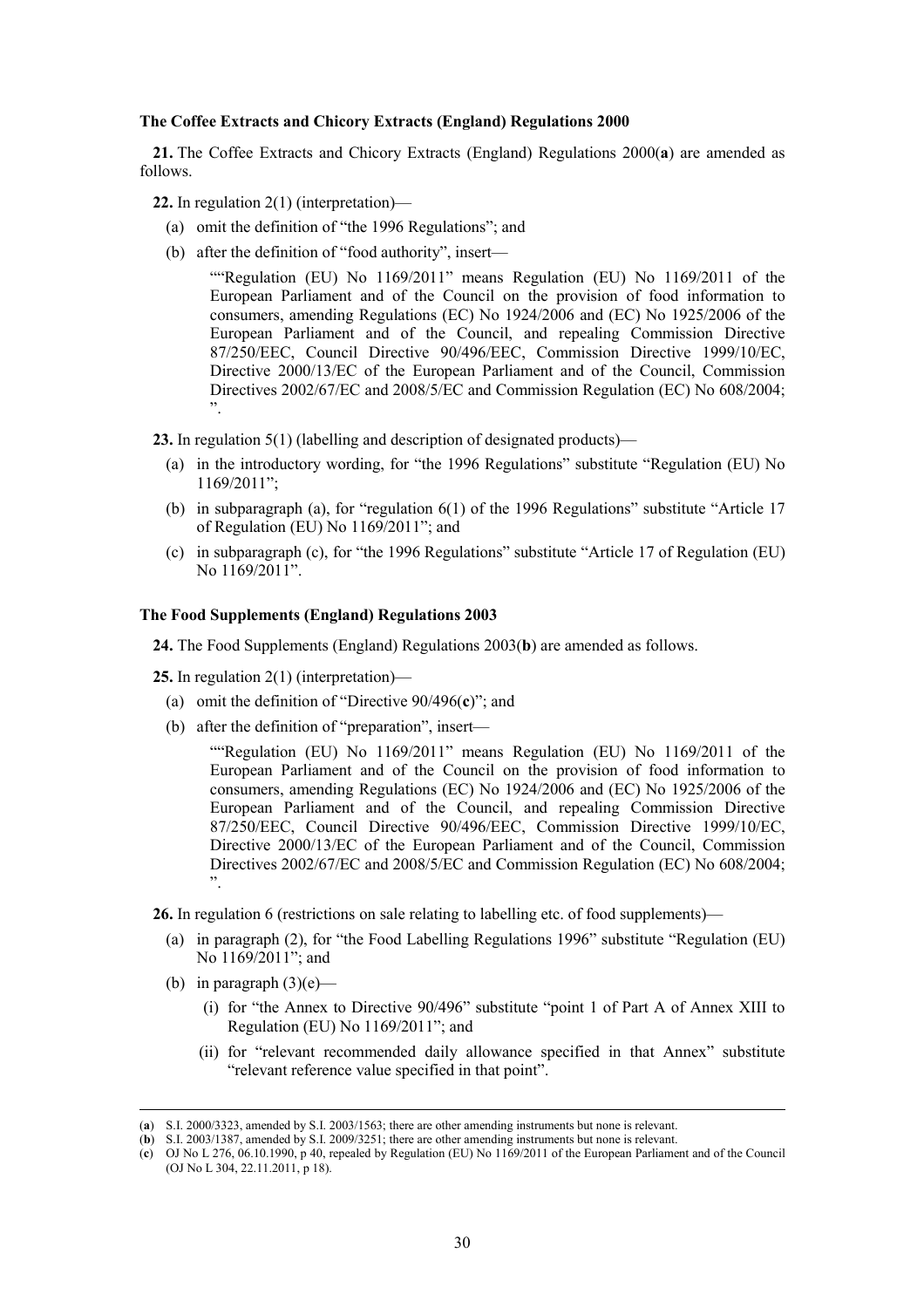### The Coffee Extracts and Chicory Extracts (England) Regulations 2000

**21.** The Coffee Extracts and Chicory Extracts (England) Regulations 2000(**a**) are amended as follows.

**22.** In regulation 2(1) (interpretation)—

(a) omit the definition of "the 1996 Regulations"; and

(b) after the definition of "food authority", insert—

""Regulation (EU) No 1169/2011" means Regulation (EU) No 1169/2011 of the European Parliament and of the Council on the provision of food information to consumers, amending Regulations (EC) No 1924/2006 and (EC) No 1925/2006 of the European Parliament and of the Council, and repealing Commission Directive 87/250/EEC, Council Directive 90/496/EEC, Commission Directive 1999/10/EC, Directive 2000/13/EC of the European Parliament and of the Council, Commission Directives 2002/67/EC and 2008/5/EC and Commission Regulation (EC) No 608/2004; ".

**23.** In regulation 5(1) (labelling and description of designated products)—

(a) in the introductory wording, for "the 1996 Regulations" substitute "Regulation (EU) No 1169/2011";

(b) in subparagraph (a), for "regulation 6(1) of the 1996 Regulations" substitute "Article 17 of Regulation (EU) No 1169/2011"; and

(c) in subparagraph (c), for "the 1996 Regulations" substitute "Article 17 of Regulation (EU) No 1169/2011".

### The Food Supplements (England) Regulations 2003

**24.** The Food Supplements (England) Regulations 2003(**b**) are amended as follows.

**25.** In regulation 2(1) (interpretation)—

(a) omit the definition of "Directive 90/496(**c**)"; and

(b) after the definition of "preparation", insert—

""Regulation (EU) No 1169/2011" means Regulation (EU) No 1169/2011 of the European Parliament and of the Council on the provision of food information to consumers, amending Regulations (EC) No 1924/2006 and (EC) No 1925/2006 of the European Parliament and of the Council, and repealing Commission Directive 87/250/EEC, Council Directive 90/496/EEC, Commission Directive 1999/10/EC, Directive 2000/13/EC of the European Parliament and of the Council, Commission Directives 2002/67/EC and 2008/5/EC and Commission Regulation (EC) No 608/2004; ".

**26.** In regulation 6 (restrictions on sale relating to labelling etc. of food supplements)—

(a) in paragraph (2), for "the Food Labelling Regulations 1996" substitute "Regulation (EU) No 1169/2011"; and

(b) in paragraph (3)(e)—

(i) for "the Annex to Directive 90/496" substitute "point 1 of Part A of Annex XIII to Regulation (EU) No 1169/2011"; and

(ii) for "relevant recommended daily allowance specified in that Annex" substitute "relevant reference value specified in that point".

---

(**a**) S.I. 2000/3323, amended by S.I. 2003/1563; there are other amending instruments but none is relevant.

(**b**) S.I. 2003/1387, amended by S.I. 2009/3251; there are other amending instruments but none is relevant.

(**c**) OJ No L 276, 06.10.1990, p 40, repealed by Regulation (EU) No 1169/2011 of the European Parliament and of the Council (OJ No L 304, 22.11.2011, p 18).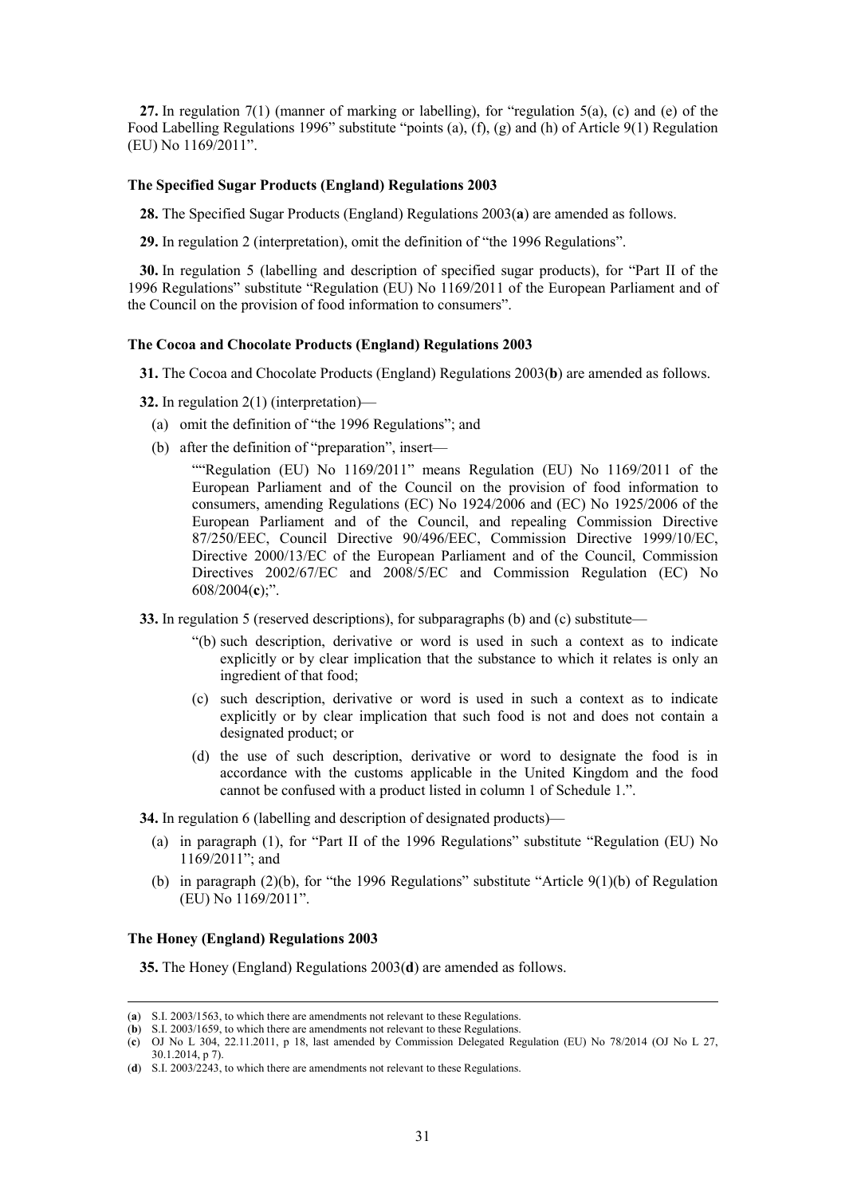**27.** In regulation 7(1) (manner of marking or labelling), for "regulation 5(a), (c) and (e) of the Food Labelling Regulations 1996" substitute "points (a), (f), (g) and (h) of Article 9(1) Regulation (EU) No 1169/2011".

### The Specified Sugar Products (England) Regulations 2003

**28.** The Specified Sugar Products (England) Regulations 2003(**a**) are amended as follows.

**29.** In regulation 2 (interpretation), omit the definition of "the 1996 Regulations".

**30.** In regulation 5 (labelling and description of specified sugar products), for "Part II of the 1996 Regulations" substitute "Regulation (EU) No 1169/2011 of the European Parliament and of the Council on the provision of food information to consumers".

### The Cocoa and Chocolate Products (England) Regulations 2003

**31.** The Cocoa and Chocolate Products (England) Regulations 2003(**b**) are amended as follows.

**32.** In regulation 2(1) (interpretation)—

(a) omit the definition of "the 1996 Regulations"; and

(b) after the definition of "preparation", insert—

""Regulation (EU) No 1169/2011" means Regulation (EU) No 1169/2011 of the European Parliament and of the Council on the provision of food information to consumers, amending Regulations (EC) No 1924/2006 and (EC) No 1925/2006 of the European Parliament and of the Council, and repealing Commission Directive 87/250/EEC, Council Directive 90/496/EEC, Commission Directive 1999/10/EC, Directive 2000/13/EC of the European Parliament and of the Council, Commission Directives 2002/67/EC and 2008/5/EC and Commission Regulation (EC) No 608/2004(**c**);".

**33.** In regulation 5 (reserved descriptions), for subparagraphs (b) and (c) substitute—

"(b) such description, derivative or word is used in such a context as to indicate explicitly or by clear implication that the substance to which it relates is only an ingredient of that food;

(c) such description, derivative or word is used in such a context as to indicate explicitly or by clear implication that such food is not and does not contain a designated product; or

(d) the use of such description, derivative or word to designate the food is in accordance with the customs applicable in the United Kingdom and the food cannot be confused with a product listed in column 1 of Schedule 1.".

**34.** In regulation 6 (labelling and description of designated products)—

(a) in paragraph (1), for "Part II of the 1996 Regulations" substitute "Regulation (EU) No 1169/2011"; and

(b) in paragraph (2)(b), for "the 1996 Regulations" substitute "Article 9(1)(b) of Regulation (EU) No 1169/2011".

### The Honey (England) Regulations 2003

**35.** The Honey (England) Regulations 2003(**d**) are amended as follows.

---

(**a**) S.I. 2003/1563, to which there are amendments not relevant to these Regulations.

(**b**) S.I. 2003/1659, to which there are amendments not relevant to these Regulations.

(**c**) OJ No L 304, 22.11.2011, p 18, last amended by Commission Delegated Regulation (EU) No 78/2014 (OJ No L 27, 30.1.2014, p 7).

(**d**) S.I. 2003/2243, to which there are amendments not relevant to these Regulations.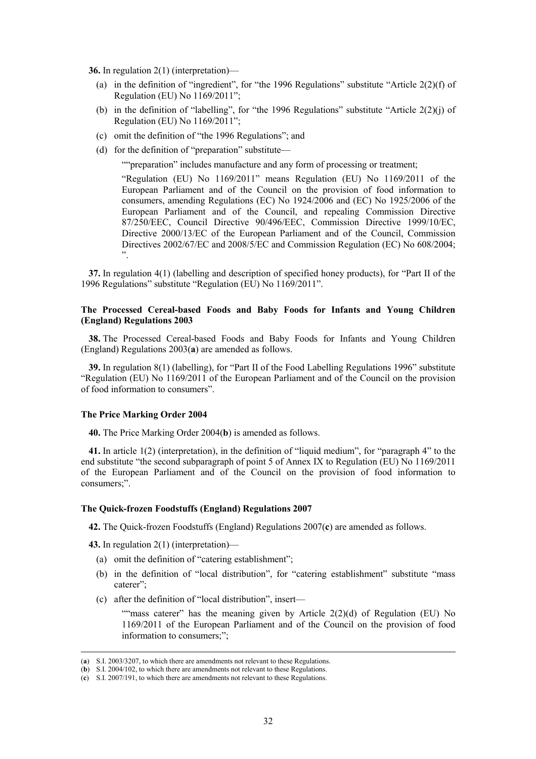**36.** In regulation 2(1) (interpretation)—

(a) in the definition of "ingredient", for "the 1996 Regulations" substitute "Article 2(2)(f) of Regulation (EU) No 1169/2011";

(b) in the definition of "labelling", for "the 1996 Regulations" substitute "Article 2(2)(j) of Regulation (EU) No 1169/2011";

(c) omit the definition of "the 1996 Regulations"; and

(d) for the definition of "preparation" substitute—

> ""preparation" includes manufacture and any form of processing or treatment;
>
> "Regulation (EU) No 1169/2011" means Regulation (EU) No 1169/2011 of the European Parliament and of the Council on the provision of food information to consumers, amending Regulations (EC) No 1924/2006 and (EC) No 1925/2006 of the European Parliament and of the Council, and repealing Commission Directive 87/250/EEC, Council Directive 90/496/EEC, Commission Directive 1999/10/EC, Directive 2000/13/EC of the European Parliament and of the Council, Commission Directives 2002/67/EC and 2008/5/EC and Commission Regulation (EC) No 608/2004;
> ".

**37.** In regulation 4(1) (labelling and description of specified honey products), for "Part II of the 1996 Regulations" substitute "Regulation (EU) No 1169/2011".

### The Processed Cereal-based Foods and Baby Foods for Infants and Young Children (England) Regulations 2003

**38.** The Processed Cereal-based Foods and Baby Foods for Infants and Young Children (England) Regulations 2003(**a**) are amended as follows.

**39.** In regulation 8(1) (labelling), for "Part II of the Food Labelling Regulations 1996" substitute "Regulation (EU) No 1169/2011 of the European Parliament and of the Council on the provision of food information to consumers".

### The Price Marking Order 2004

**40.** The Price Marking Order 2004(**b**) is amended as follows.

**41.** In article 1(2) (interpretation), in the definition of "liquid medium", for "paragraph 4" to the end substitute "the second subparagraph of point 5 of Annex IX to Regulation (EU) No 1169/2011 of the European Parliament and of the Council on the provision of food information to consumers;".

### The Quick-frozen Foodstuffs (England) Regulations 2007

**42.** The Quick-frozen Foodstuffs (England) Regulations 2007(**c**) are amended as follows.

**43.** In regulation 2(1) (interpretation)—

(a) omit the definition of "catering establishment";

(b) in the definition of "local distribution", for "catering establishment" substitute "mass caterer";

(c) after the definition of "local distribution", insert—

> ""mass caterer" has the meaning given by Article 2(2)(d) of Regulation (EU) No 1169/2011 of the European Parliament and of the Council on the provision of food information to consumers;";

---

(**a**) S.I. 2003/3207, to which there are amendments not relevant to these Regulations.
(**b**) S.I. 2004/102, to which there are amendments not relevant to these Regulations.
(**c**) S.I. 2007/191, to which there are amendments not relevant to these Regulations.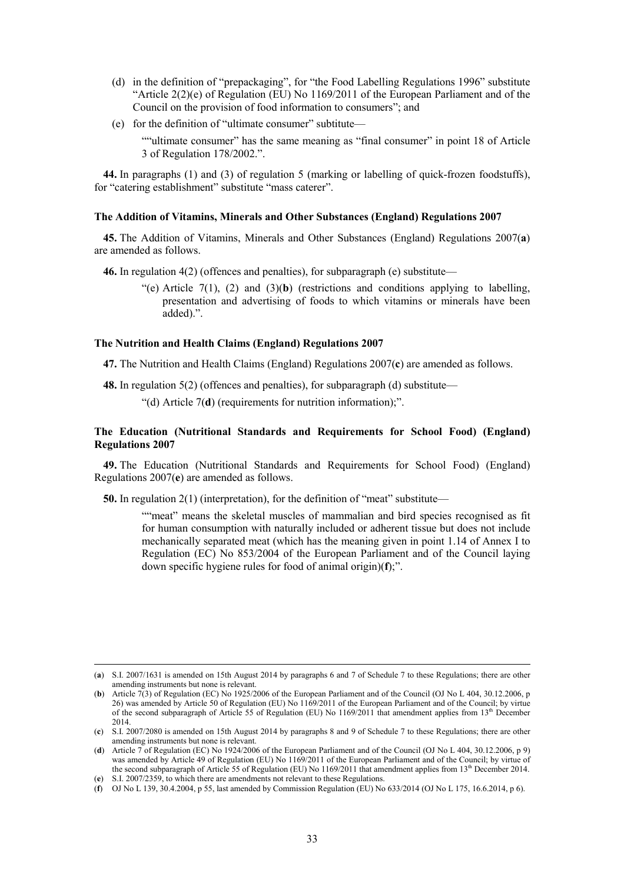(d) in the definition of "prepackaging", for "the Food Labelling Regulations 1996" substitute "Article 2(2)(e) of Regulation (EU) No 1169/2011 of the European Parliament and of the Council on the provision of food information to consumers"; and

(e) for the definition of "ultimate consumer" subtitute—

""ultimate consumer" has the same meaning as "final consumer" in point 18 of Article 3 of Regulation 178/2002.".

**44.** In paragraphs (1) and (3) of regulation 5 (marking or labelling of quick-frozen foodstuffs), for "catering establishment" substitute "mass caterer".

### The Addition of Vitamins, Minerals and Other Substances (England) Regulations 2007

**45.** The Addition of Vitamins, Minerals and Other Substances (England) Regulations 2007(**a**) are amended as follows.

**46.** In regulation 4(2) (offences and penalties), for subparagraph (e) substitute—

"(e) Article 7(1), (2) and (3)(**b**) (restrictions and conditions applying to labelling, presentation and advertising of foods to which vitamins or minerals have been added).".

### The Nutrition and Health Claims (England) Regulations 2007

**47.** The Nutrition and Health Claims (England) Regulations 2007(**c**) are amended as follows.

**48.** In regulation 5(2) (offences and penalties), for subparagraph (d) substitute—

"(d) Article 7(**d**) (requirements for nutrition information);".

### The Education (Nutritional Standards and Requirements for School Food) (England) Regulations 2007

**49.** The Education (Nutritional Standards and Requirements for School Food) (England) Regulations 2007(**e**) are amended as follows.

**50.** In regulation 2(1) (interpretation), for the definition of "meat" substitute—

""meat" means the skeletal muscles of mammalian and bird species recognised as fit for human consumption with naturally included or adherent tissue but does not include mechanically separated meat (which has the meaning given in point 1.14 of Annex I to Regulation (EC) No 853/2004 of the European Parliament and of the Council laying down specific hygiene rules for food of animal origin)(**f**);".

---

(**a**) S.I. 2007/1631 is amended on 15th August 2014 by paragraphs 6 and 7 of Schedule 7 to these Regulations; there are other amending instruments but none is relevant.

(**b**) Article 7(3) of Regulation (EC) No 1925/2006 of the European Parliament and of the Council (OJ No L 404, 30.12.2006, p 26) was amended by Article 50 of Regulation (EU) No 1169/2011 of the European Parliament and of the Council; by virtue of the second subparagraph of Article 55 of Regulation (EU) No 1169/2011 that amendment applies from 13th December 2014.

(**c**) S.I. 2007/2080 is amended on 15th August 2014 by paragraphs 8 and 9 of Schedule 7 to these Regulations; there are other amending instruments but none is relevant.

(**d**) Article 7 of Regulation (EC) No 1924/2006 of the European Parliament and of the Council (OJ No L 404, 30.12.2006, p 9) was amended by Article 49 of Regulation (EU) No 1169/2011 of the European Parliament and of the Council; by virtue of the second subparagraph of Article 55 of Regulation (EU) No 1169/2011 that amendment applies from 13th December 2014.

(**e**) S.I. 2007/2359, to which there are amendments not relevant to these Regulations.

(**f**) OJ No L 139, 30.4.2004, p 55, last amended by Commission Regulation (EU) No 633/2014 (OJ No L 175, 16.6.2014, p 6).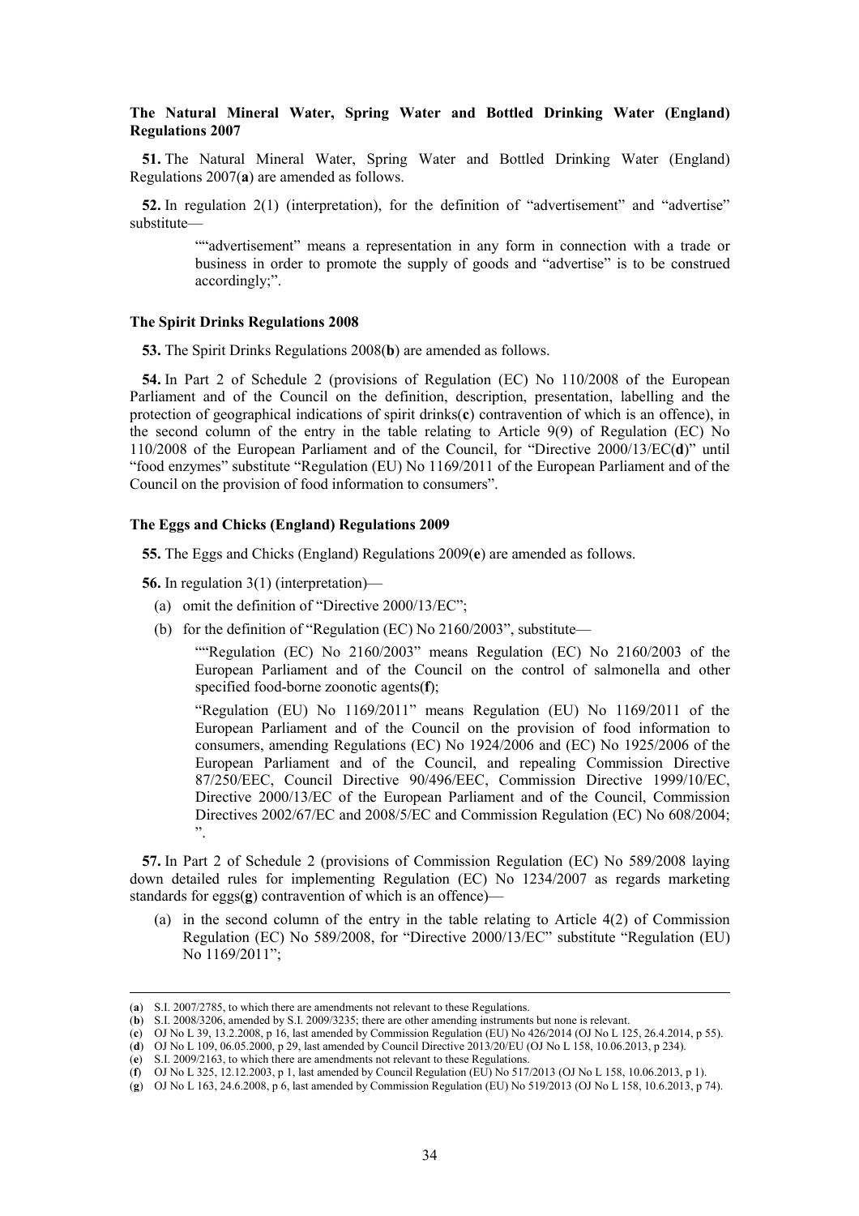**The Natural Mineral Water, Spring Water and Bottled Drinking Water (England) Regulations 2007**

**51.** The Natural Mineral Water, Spring Water and Bottled Drinking Water (England) Regulations 2007(**a**) are amended as follows.

**52.** In regulation 2(1) (interpretation), for the definition of "advertisement" and "advertise" substitute—

> ""advertisement" means a representation in any form in connection with a trade or business in order to promote the supply of goods and "advertise" is to be construed accordingly;".

**The Spirit Drinks Regulations 2008**

**53.** The Spirit Drinks Regulations 2008(**b**) are amended as follows.

**54.** In Part 2 of Schedule 2 (provisions of Regulation (EC) No 110/2008 of the European Parliament and of the Council on the definition, description, presentation, labelling and the protection of geographical indications of spirit drinks(**c**) contravention of which is an offence), in the second column of the entry in the table relating to Article 9(9) of Regulation (EC) No 110/2008 of the European Parliament and of the Council, for "Directive 2000/13/EC(**d**)" until "food enzymes" substitute "Regulation (EU) No 1169/2011 of the European Parliament and of the Council on the provision of food information to consumers".

**The Eggs and Chicks (England) Regulations 2009**

**55.** The Eggs and Chicks (England) Regulations 2009(**e**) are amended as follows.

**56.** In regulation 3(1) (interpretation)—

(a) omit the definition of "Directive 2000/13/EC";

(b) for the definition of "Regulation (EC) No 2160/2003", substitute—

> ""Regulation (EC) No 2160/2003" means Regulation (EC) No 2160/2003 of the European Parliament and of the Council on the control of salmonella and other specified food-borne zoonotic agents(**f**);
>
> "Regulation (EU) No 1169/2011" means Regulation (EU) No 1169/2011 of the European Parliament and of the Council on the provision of food information to consumers, amending Regulations (EC) No 1924/2006 and (EC) No 1925/2006 of the European Parliament and of the Council, and repealing Commission Directive 87/250/EEC, Council Directive 90/496/EEC, Commission Directive 1999/10/EC, Directive 2000/13/EC of the European Parliament and of the Council, Commission Directives 2002/67/EC and 2008/5/EC and Commission Regulation (EC) No 608/2004;".

**57.** In Part 2 of Schedule 2 (provisions of Commission Regulation (EC) No 589/2008 laying down detailed rules for implementing Regulation (EC) No 1234/2007 as regards marketing standards for eggs(**g**) contravention of which is an offence)—

(a) in the second column of the entry in the table relating to Article 4(2) of Commission Regulation (EC) No 589/2008, for "Directive 2000/13/EC" substitute "Regulation (EU) No 1169/2011";

---

(**a**) S.I. 2007/2785, to which there are amendments not relevant to these Regulations.
(**b**) S.I. 2008/3206, amended by S.I. 2009/3235; there are other amending instruments but none is relevant.
(**c**) OJ No L 39, 13.2.2008, p 16, last amended by Commission Regulation (EU) No 426/2014 (OJ No L 125, 26.4.2014, p 55).
(**d**) OJ No L 109, 06.05.2000, p 29, last amended by Council Directive 2013/20/EU (OJ No L 158, 10.06.2013, p 234).
(**e**) S.I. 2009/2163, to which there are amendments not relevant to these Regulations.
(**f**) OJ No L 325, 12.12.2003, p 1, last amended by Council Regulation (EU) No 517/2013 (OJ No L 158, 10.06.2013, p 1).
(**g**) OJ No L 163, 24.6.2008, p 6, last amended by Commission Regulation (EU) No 519/2013 (OJ No L 158, 10.6.2013, p 74).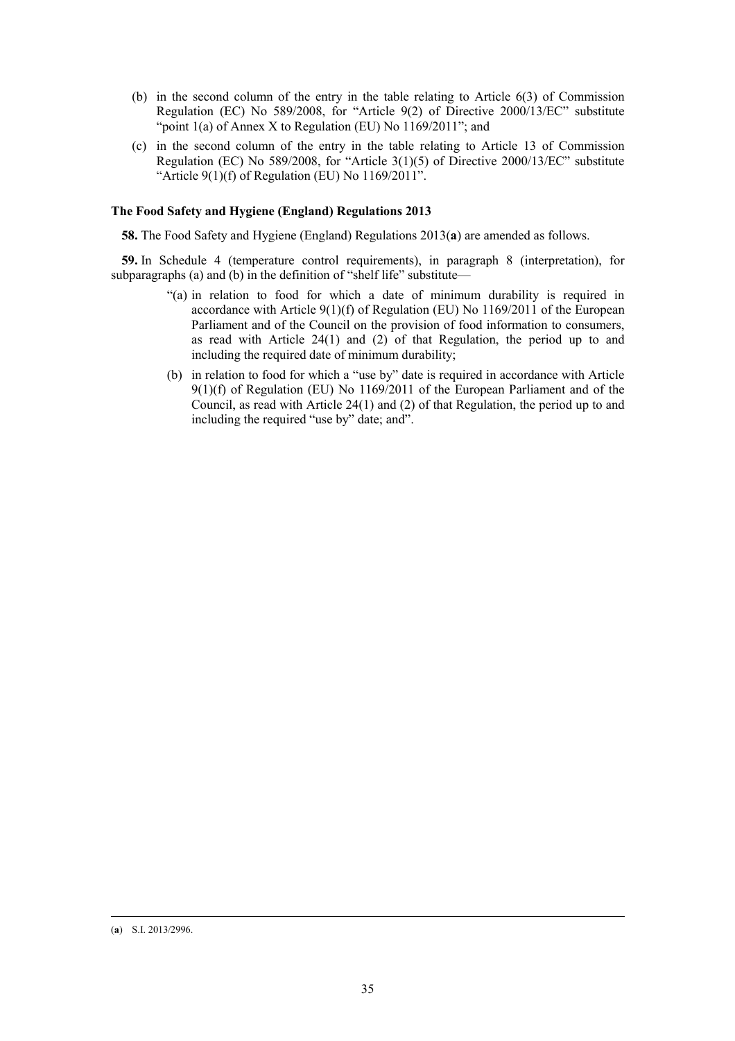(b) in the second column of the entry in the table relating to Article 6(3) of Commission Regulation (EC) No 589/2008, for "Article 9(2) of Directive 2000/13/EC" substitute "point 1(a) of Annex X to Regulation (EU) No 1169/2011"; and

(c) in the second column of the entry in the table relating to Article 13 of Commission Regulation (EC) No 589/2008, for "Article 3(1)(5) of Directive 2000/13/EC" substitute "Article 9(1)(f) of Regulation (EU) No 1169/2011".

**The Food Safety and Hygiene (England) Regulations 2013**

**58.** The Food Safety and Hygiene (England) Regulations 2013(**a**) are amended as follows.

**59.** In Schedule 4 (temperature control requirements), in paragraph 8 (interpretation), for subparagraphs (a) and (b) in the definition of "shelf life" substitute—

> "(a) in relation to food for which a date of minimum durability is required in accordance with Article 9(1)(f) of Regulation (EU) No 1169/2011 of the European Parliament and of the Council on the provision of food information to consumers, as read with Article 24(1) and (2) of that Regulation, the period up to and including the required date of minimum durability;
>
> (b) in relation to food for which a "use by" date is required in accordance with Article 9(1)(f) of Regulation (EU) No 1169/2011 of the European Parliament and of the Council, as read with Article 24(1) and (2) of that Regulation, the period up to and including the required "use by" date; and".

(**a**) S.I. 2013/2996.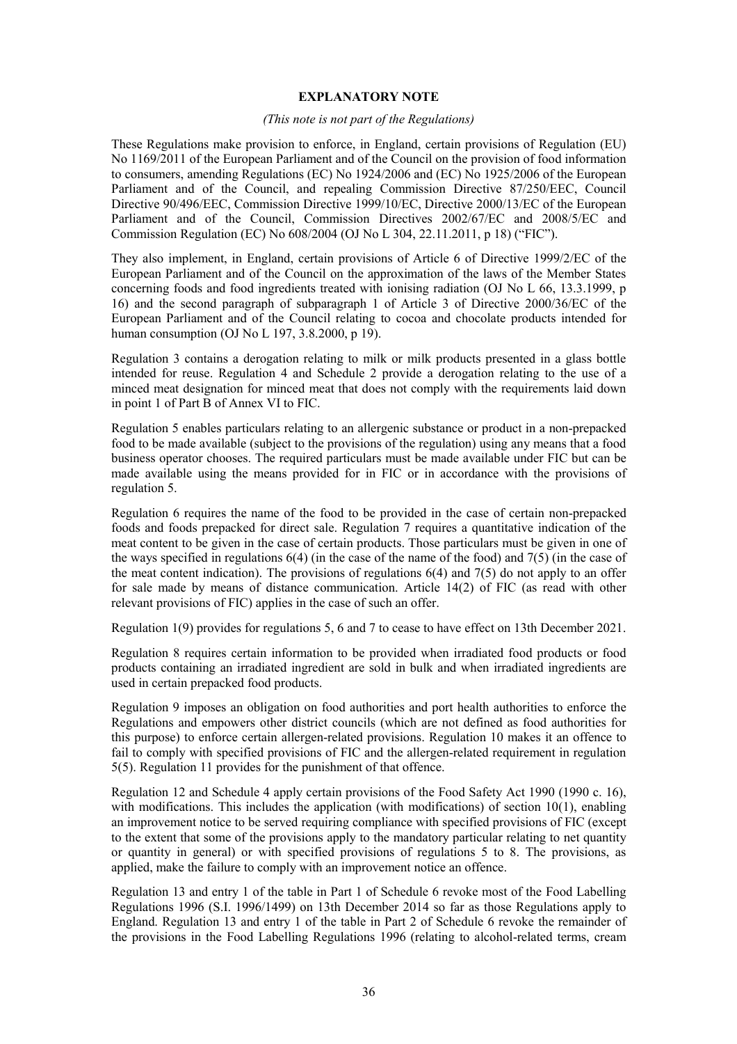**EXPLANATORY NOTE**

*(This note is not part of the Regulations)*

These Regulations make provision to enforce, in England, certain provisions of Regulation (EU) No 1169/2011 of the European Parliament and of the Council on the provision of food information to consumers, amending Regulations (EC) No 1924/2006 and (EC) No 1925/2006 of the European Parliament and of the Council, and repealing Commission Directive 87/250/EEC, Council Directive 90/496/EEC, Commission Directive 1999/10/EC, Directive 2000/13/EC of the European Parliament and of the Council, Commission Directives 2002/67/EC and 2008/5/EC and Commission Regulation (EC) No 608/2004 (OJ No L 304, 22.11.2011, p 18) ("FIC").

They also implement, in England, certain provisions of Article 6 of Directive 1999/2/EC of the European Parliament and of the Council on the approximation of the laws of the Member States concerning foods and food ingredients treated with ionising radiation (OJ No L 66, 13.3.1999, p 16) and the second paragraph of subparagraph 1 of Article 3 of Directive 2000/36/EC of the European Parliament and of the Council relating to cocoa and chocolate products intended for human consumption (OJ No L 197, 3.8.2000, p 19).

Regulation 3 contains a derogation relating to milk or milk products presented in a glass bottle intended for reuse. Regulation 4 and Schedule 2 provide a derogation relating to the use of a minced meat designation for minced meat that does not comply with the requirements laid down in point 1 of Part B of Annex VI to FIC.

Regulation 5 enables particulars relating to an allergenic substance or product in a non-prepacked food to be made available (subject to the provisions of the regulation) using any means that a food business operator chooses. The required particulars must be made available under FIC but can be made available using the means provided for in FIC or in accordance with the provisions of regulation 5.

Regulation 6 requires the name of the food to be provided in the case of certain non-prepacked foods and foods prepacked for direct sale. Regulation 7 requires a quantitative indication of the meat content to be given in the case of certain products. Those particulars must be given in one of the ways specified in regulations 6(4) (in the case of the name of the food) and 7(5) (in the case of the meat content indication). The provisions of regulations 6(4) and 7(5) do not apply to an offer for sale made by means of distance communication. Article 14(2) of FIC (as read with other relevant provisions of FIC) applies in the case of such an offer.

Regulation 1(9) provides for regulations 5, 6 and 7 to cease to have effect on 13th December 2021.

Regulation 8 requires certain information to be provided when irradiated food products or food products containing an irradiated ingredient are sold in bulk and when irradiated ingredients are used in certain prepacked food products.

Regulation 9 imposes an obligation on food authorities and port health authorities to enforce the Regulations and empowers other district councils (which are not defined as food authorities for this purpose) to enforce certain allergen-related provisions. Regulation 10 makes it an offence to fail to comply with specified provisions of FIC and the allergen-related requirement in regulation 5(5). Regulation 11 provides for the punishment of that offence.

Regulation 12 and Schedule 4 apply certain provisions of the Food Safety Act 1990 (1990 c. 16), with modifications. This includes the application (with modifications) of section 10(1), enabling an improvement notice to be served requiring compliance with specified provisions of FIC (except to the extent that some of the provisions apply to the mandatory particular relating to net quantity or quantity in general) or with specified provisions of regulations 5 to 8. The provisions, as applied, make the failure to comply with an improvement notice an offence.

Regulation 13 and entry 1 of the table in Part 1 of Schedule 6 revoke most of the Food Labelling Regulations 1996 (S.I. 1996/1499) on 13th December 2014 so far as those Regulations apply to England. Regulation 13 and entry 1 of the table in Part 2 of Schedule 6 revoke the remainder of the provisions in the Food Labelling Regulations 1996 (relating to alcohol-related terms, cream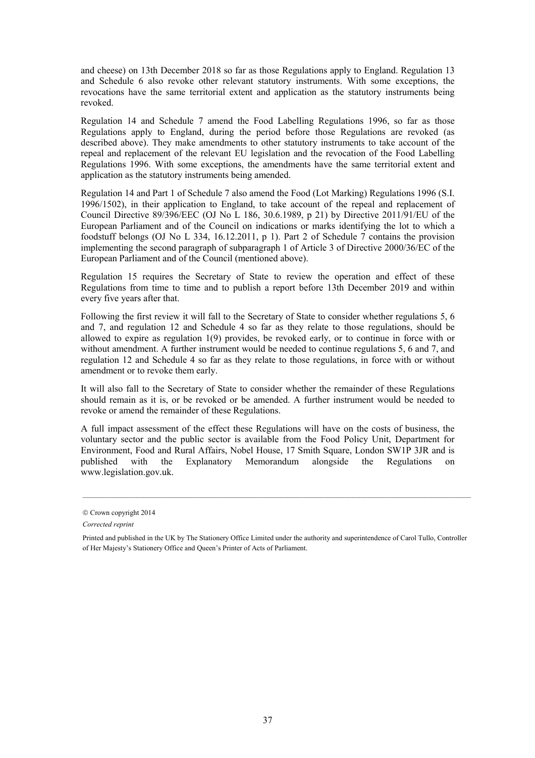and cheese) on 13th December 2018 so far as those Regulations apply to England. Regulation 13 and Schedule 6 also revoke other relevant statutory instruments. With some exceptions, the revocations have the same territorial extent and application as the statutory instruments being revoked.

Regulation 14 and Schedule 7 amend the Food Labelling Regulations 1996, so far as those Regulations apply to England, during the period before those Regulations are revoked (as described above). They make amendments to other statutory instruments to take account of the repeal and replacement of the relevant EU legislation and the revocation of the Food Labelling Regulations 1996. With some exceptions, the amendments have the same territorial extent and application as the statutory instruments being amended.

Regulation 14 and Part 1 of Schedule 7 also amend the Food (Lot Marking) Regulations 1996 (S.I. 1996/1502), in their application to England, to take account of the repeal and replacement of Council Directive 89/396/EEC (OJ No L 186, 30.6.1989, p 21) by Directive 2011/91/EU of the European Parliament and of the Council on indications or marks identifying the lot to which a foodstuff belongs (OJ No L 334, 16.12.2011, p 1). Part 2 of Schedule 7 contains the provision implementing the second paragraph of subparagraph 1 of Article 3 of Directive 2000/36/EC of the European Parliament and of the Council (mentioned above).

Regulation 15 requires the Secretary of State to review the operation and effect of these Regulations from time to time and to publish a report before 13th December 2019 and within every five years after that.

Following the first review it will fall to the Secretary of State to consider whether regulations 5, 6 and 7, and regulation 12 and Schedule 4 so far as they relate to those regulations, should be allowed to expire as regulation 1(9) provides, be revoked early, or to continue in force with or without amendment. A further instrument would be needed to continue regulations 5, 6 and 7, and regulation 12 and Schedule 4 so far as they relate to those regulations, in force with or without amendment or to revoke them early.

It will also fall to the Secretary of State to consider whether the remainder of these Regulations should remain as it is, or be revoked or be amended. A further instrument would be needed to revoke or amend the remainder of these Regulations.

A full impact assessment of the effect these Regulations will have on the costs of business, the voluntary sector and the public sector is available from the Food Policy Unit, Department for Environment, Food and Rural Affairs, Nobel House, 17 Smith Square, London SW1P 3JR and is published with the Explanatory Memorandum alongside the Regulations on www.legislation.gov.uk.

---

© Crown copyright 2014

*Corrected reprint*

Printed and published in the UK by The Stationery Office Limited under the authority and superintendence of Carol Tullo, Controller of Her Majesty's Stationery Office and Queen's Printer of Acts of Parliament.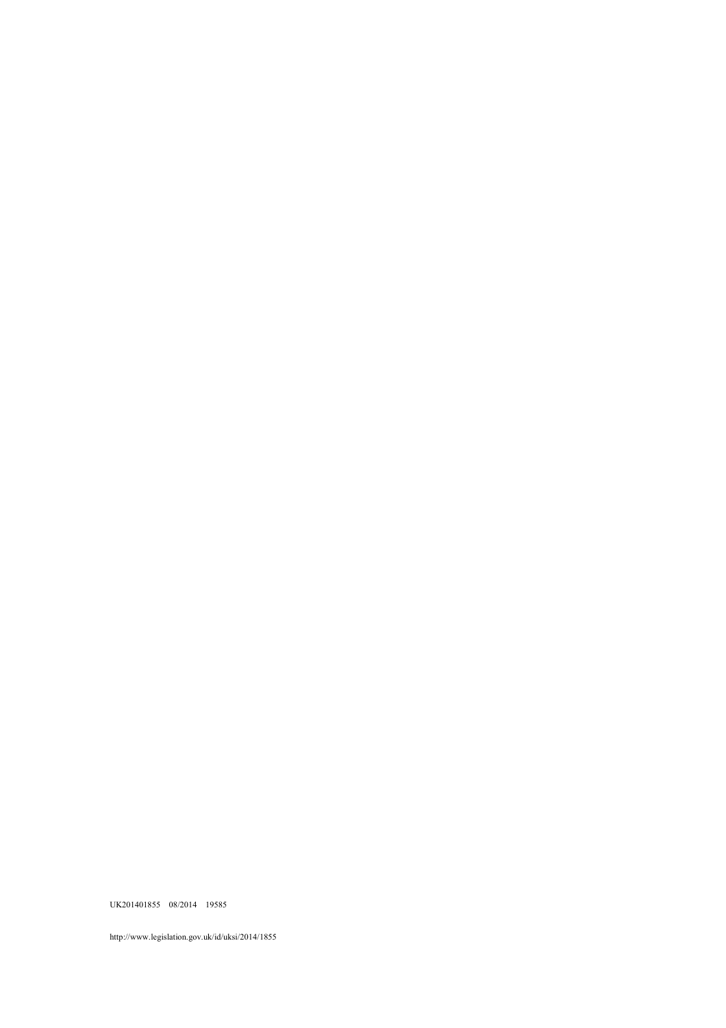UK201401855 08/2014 19585

http://www.legislation.gov.uk/id/uksi/2014/1855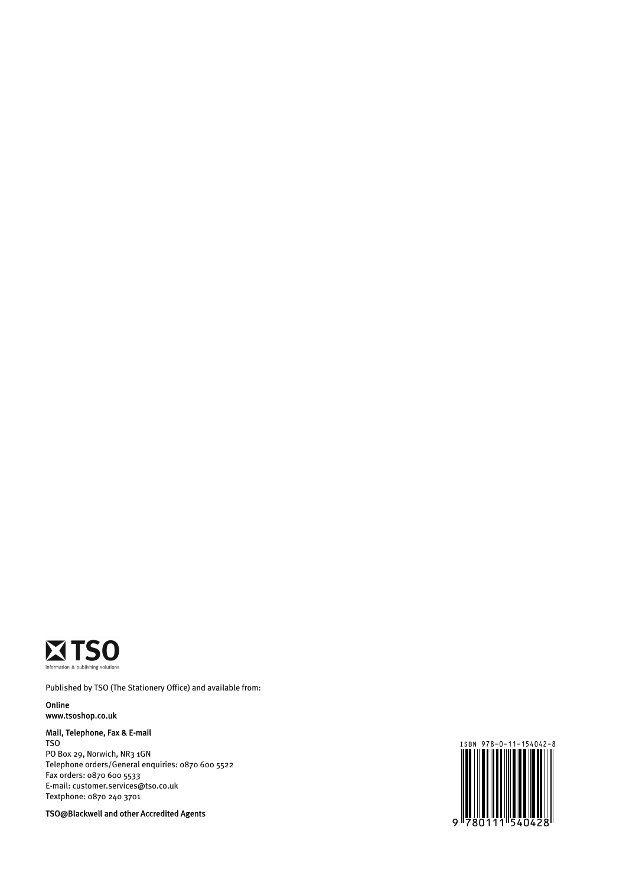TSO

information & publishing solutions

Published by TSO (The Stationery Office) and available from:

**Online**
**www.tsoshop.co.uk**

**Mail, Telephone, Fax & E-mail**
TSO
PO Box 29, Norwich, NR3 1GN
Telephone orders/General enquiries: 0870 600 5522
Fax orders: 0870 600 5533
E-mail: customer.services@tso.co.uk
Textphone: 0870 240 3701

**TSO@Blackwell and other Accredited Agents**

ISBN 978-0-11-154042-8

9 780111 540428